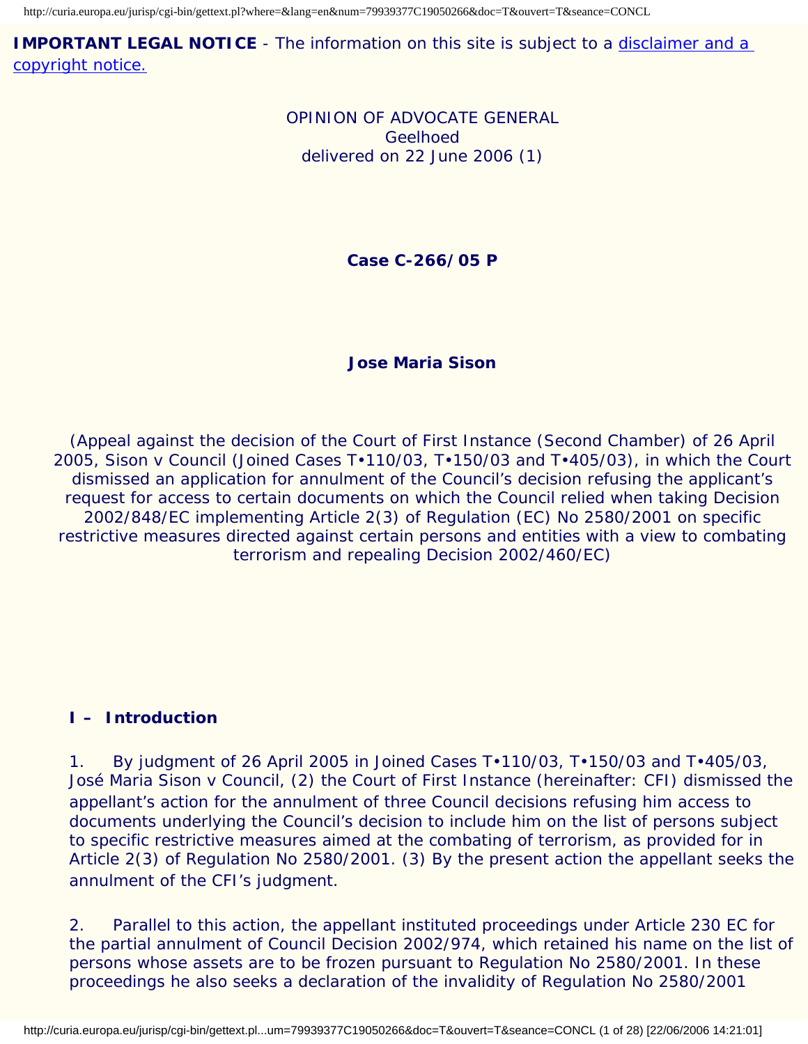**IMPORTANT LEGAL NOTICE** - The information on this site is subject to a disclaimer and a copyright notice.

OPINION OF ADVOCATE GENERAL
Geelhoed
delivered on 22 June 2006 (1)

**Case C-266/05 P**

**Jose Maria Sison**

(Appeal against the decision of the Court of First Instance (Second Chamber) of 26 April 2005, Sison v Council (Joined Cases T•110/03, T•150/03 and T•405/03), in which the Court dismissed an application for annulment of the Council's decision refusing the applicant's request for access to certain documents on which the Council relied when taking Decision 2002/848/EC implementing Article 2(3) of Regulation (EC) No 2580/2001 on specific restrictive measures directed against certain persons and entities with a view to combating terrorism and repealing Decision 2002/460/EC)

## I – Introduction

1. By judgment of 26 April 2005 in Joined Cases T•110/03, T•150/03 and T•405/03, José Maria Sison v Council, (2) the Court of First Instance (hereinafter: CFI) dismissed the appellant's action for the annulment of three Council decisions refusing him access to documents underlying the Council's decision to include him on the list of persons subject to specific restrictive measures aimed at the combating of terrorism, as provided for in Article 2(3) of Regulation No 2580/2001. (3) By the present action the appellant seeks the annulment of the CFI's judgment.

2. Parallel to this action, the appellant instituted proceedings under Article 230 EC for the partial annulment of Council Decision 2002/974, which retained his name on the list of persons whose assets are to be frozen pursuant to Regulation No 2580/2001. In these proceedings he also seeks a declaration of the invalidity of Regulation No 2580/2001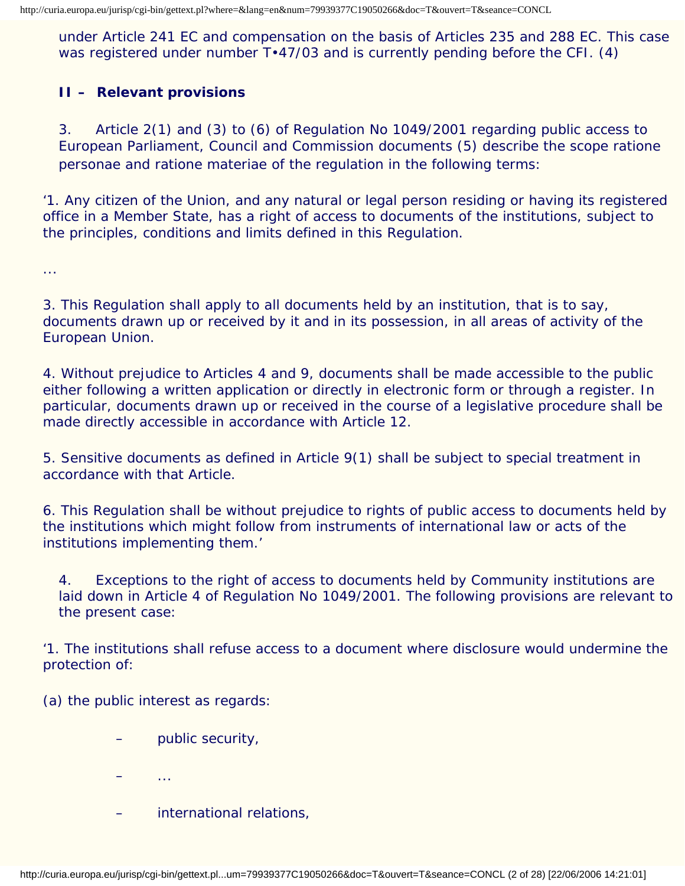under Article 241 EC and compensation on the basis of Articles 235 and 288 EC. This case was registered under number T•47/03 and is currently pending before the CFI. (4)

## II – Relevant provisions

3. Article 2(1) and (3) to (6) of Regulation No 1049/2001 regarding public access to European Parliament, Council and Commission documents (5) describe the scope ratione personae and ratione materiae of the regulation in the following terms:

'1. Any citizen of the Union, and any natural or legal person residing or having its registered office in a Member State, has a right of access to documents of the institutions, subject to the principles, conditions and limits defined in this Regulation.

…

3. This Regulation shall apply to all documents held by an institution, that is to say, documents drawn up or received by it and in its possession, in all areas of activity of the European Union.

4. Without prejudice to Articles 4 and 9, documents shall be made accessible to the public either following a written application or directly in electronic form or through a register. In particular, documents drawn up or received in the course of a legislative procedure shall be made directly accessible in accordance with Article 12.

5. Sensitive documents as defined in Article 9(1) shall be subject to special treatment in accordance with that Article.

6. This Regulation shall be without prejudice to rights of public access to documents held by the institutions which might follow from instruments of international law or acts of the institutions implementing them.'

4. Exceptions to the right of access to documents held by Community institutions are laid down in Article 4 of Regulation No 1049/2001. The following provisions are relevant to the present case:

'1. The institutions shall refuse access to a document where disclosure would undermine the protection of:

(a) the public interest as regards:

– public security,

– …

– international relations,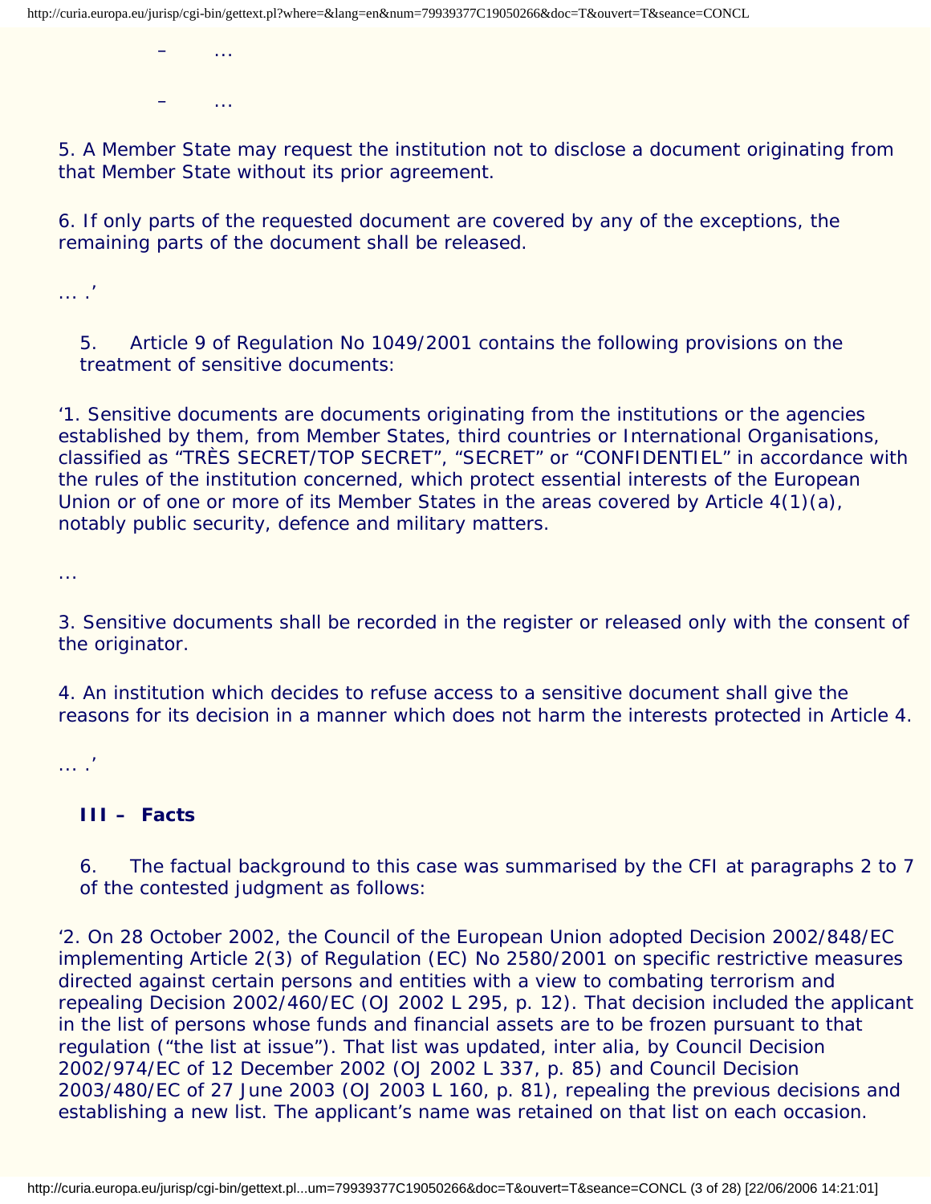– …

– …

5. A Member State may request the institution not to disclose a document originating from that Member State without its prior agreement.

6. If only parts of the requested document are covered by any of the exceptions, the remaining parts of the document shall be released.

… .'

5. Article 9 of Regulation No 1049/2001 contains the following provisions on the treatment of sensitive documents:

'1. Sensitive documents are documents originating from the institutions or the agencies established by them, from Member States, third countries or International Organisations, classified as "TRÈS SECRET/TOP SECRET", "SECRET" or "CONFIDENTIEL" in accordance with the rules of the institution concerned, which protect essential interests of the European Union or of one or more of its Member States in the areas covered by Article 4(1)(a), notably public security, defence and military matters.

…

3. Sensitive documents shall be recorded in the register or released only with the consent of the originator.

4. An institution which decides to refuse access to a sensitive document shall give the reasons for its decision in a manner which does not harm the interests protected in Article 4.

… .'

### III – Facts

6. The factual background to this case was summarised by the CFI at paragraphs 2 to 7 of the contested judgment as follows:

'2. On 28 October 2002, the Council of the European Union adopted Decision 2002/848/EC implementing Article 2(3) of Regulation (EC) No 2580/2001 on specific restrictive measures directed against certain persons and entities with a view to combating terrorism and repealing Decision 2002/460/EC (OJ 2002 L 295, p. 12). That decision included the applicant in the list of persons whose funds and financial assets are to be frozen pursuant to that regulation ("the list at issue"). That list was updated, inter alia, by Council Decision 2002/974/EC of 12 December 2002 (OJ 2002 L 337, p. 85) and Council Decision 2003/480/EC of 27 June 2003 (OJ 2003 L 160, p. 81), repealing the previous decisions and establishing a new list. The applicant's name was retained on that list on each occasion.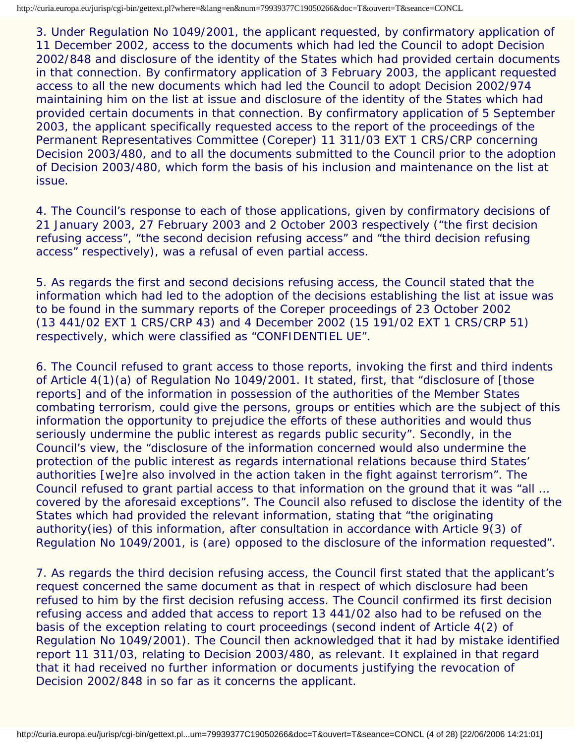3. Under Regulation No 1049/2001, the applicant requested, by confirmatory application of 11 December 2002, access to the documents which had led the Council to adopt Decision 2002/848 and disclosure of the identity of the States which had provided certain documents in that connection. By confirmatory application of 3 February 2003, the applicant requested access to all the new documents which had led the Council to adopt Decision 2002/974 maintaining him on the list at issue and disclosure of the identity of the States which had provided certain documents in that connection. By confirmatory application of 5 September 2003, the applicant specifically requested access to the report of the proceedings of the Permanent Representatives Committee (Coreper) 11 311/03 EXT 1 CRS/CRP concerning Decision 2003/480, and to all the documents submitted to the Council prior to the adoption of Decision 2003/480, which form the basis of his inclusion and maintenance on the list at issue.

4. The Council's response to each of those applications, given by confirmatory decisions of 21 January 2003, 27 February 2003 and 2 October 2003 respectively ("the first decision refusing access", "the second decision refusing access" and "the third decision refusing access" respectively), was a refusal of even partial access.

5. As regards the first and second decisions refusing access, the Council stated that the information which had led to the adoption of the decisions establishing the list at issue was to be found in the summary reports of the Coreper proceedings of 23 October 2002 (13 441/02 EXT 1 CRS/CRP 43) and 4 December 2002 (15 191/02 EXT 1 CRS/CRP 51) respectively, which were classified as "CONFIDENTIEL UE".

6. The Council refused to grant access to those reports, invoking the first and third indents of Article 4(1)(a) of Regulation No 1049/2001. It stated, first, that "disclosure of [those reports] and of the information in possession of the authorities of the Member States combating terrorism, could give the persons, groups or entities which are the subject of this information the opportunity to prejudice the efforts of these authorities and would thus seriously undermine the public interest as regards public security". Secondly, in the Council's view, the "disclosure of the information concerned would also undermine the protection of the public interest as regards international relations because third States' authorities [we]re also involved in the action taken in the fight against terrorism". The Council refused to grant partial access to that information on the ground that it was "all … covered by the aforesaid exceptions". The Council also refused to disclose the identity of the States which had provided the relevant information, stating that "the originating authority(ies) of this information, after consultation in accordance with Article 9(3) of Regulation No 1049/2001, is (are) opposed to the disclosure of the information requested".

7. As regards the third decision refusing access, the Council first stated that the applicant's request concerned the same document as that in respect of which disclosure had been refused to him by the first decision refusing access. The Council confirmed its first decision refusing access and added that access to report 13 441/02 also had to be refused on the basis of the exception relating to court proceedings (second indent of Article 4(2) of Regulation No 1049/2001). The Council then acknowledged that it had by mistake identified report 11 311/03, relating to Decision 2003/480, as relevant. It explained in that regard that it had received no further information or documents justifying the revocation of Decision 2002/848 in so far as it concerns the applicant.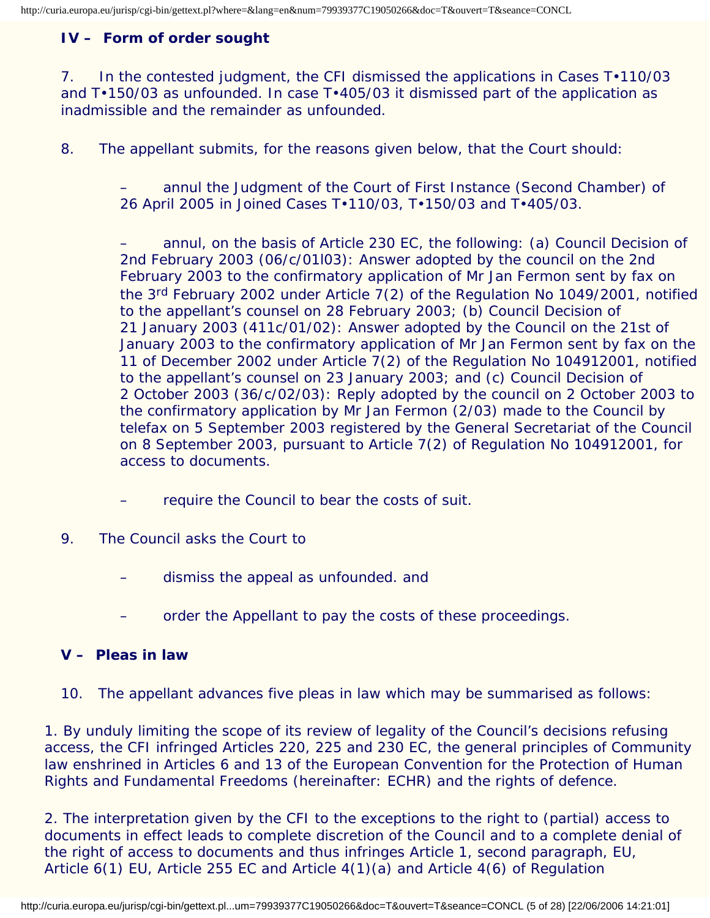## IV – Form of order sought

7. In the contested judgment, the CFI dismissed the applications in Cases T•110/03 and T•150/03 as unfounded. In case T•405/03 it dismissed part of the application as inadmissible and the remainder as unfounded.

8. The appellant submits, for the reasons given below, that the Court should:

– annul the Judgment of the Court of First Instance (Second Chamber) of 26 April 2005 in Joined Cases T•110/03, T•150/03 and T•405/03.

– annul, on the basis of Article 230 EC, the following: (a) Council Decision of 2nd February 2003 (06/c/01l03): Answer adopted by the council on the 2nd February 2003 to the confirmatory application of Mr Jan Fermon sent by fax on the 3rd February 2002 under Article 7(2) of the Regulation No 1049/2001, notified to the appellant's counsel on 28 February 2003; (b) Council Decision of 21 January 2003 (411c/01/02): Answer adopted by the Council on the 21st of January 2003 to the confirmatory application of Mr Jan Fermon sent by fax on the 11 of December 2002 under Article 7(2) of the Regulation No 104912001, notified to the appellant's counsel on 23 January 2003; and (c) Council Decision of 2 October 2003 (36/c/02/03): Reply adopted by the council on 2 October 2003 to the confirmatory application by Mr Jan Fermon (2/03) made to the Council by telefax on 5 September 2003 registered by the General Secretariat of the Council on 8 September 2003, pursuant to Article 7(2) of Regulation No 104912001, for access to documents.

– require the Council to bear the costs of suit.

9. The Council asks the Court to

– dismiss the appeal as unfounded. and

– order the Appellant to pay the costs of these proceedings.

## V – Pleas in law

10. The appellant advances five pleas in law which may be summarised as follows:

1. By unduly limiting the scope of its review of legality of the Council's decisions refusing access, the CFI infringed Articles 220, 225 and 230 EC, the general principles of Community law enshrined in Articles 6 and 13 of the European Convention for the Protection of Human Rights and Fundamental Freedoms (hereinafter: ECHR) and the rights of defence.

2. The interpretation given by the CFI to the exceptions to the right to (partial) access to documents in effect leads to complete discretion of the Council and to a complete denial of the right of access to documents and thus infringes Article 1, second paragraph, EU, Article 6(1) EU, Article 255 EC and Article 4(1)(a) and Article 4(6) of Regulation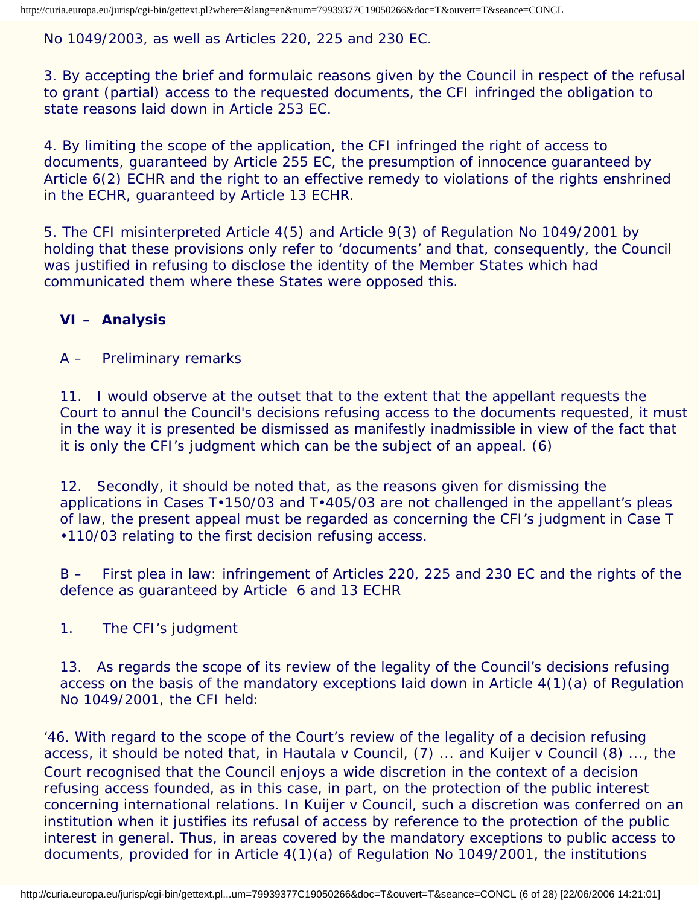No 1049/2003, as well as Articles 220, 225 and 230 EC.

3. By accepting the brief and formulaic reasons given by the Council in respect of the refusal to grant (partial) access to the requested documents, the CFI infringed the obligation to state reasons laid down in Article 253 EC.

4. By limiting the scope of the application, the CFI infringed the right of access to documents, guaranteed by Article 255 EC, the presumption of innocence guaranteed by Article 6(2) ECHR and the right to an effective remedy to violations of the rights enshrined in the ECHR, guaranteed by Article 13 ECHR.

5. The CFI misinterpreted Article 4(5) and Article 9(3) of Regulation No 1049/2001 by holding that these provisions only refer to 'documents' and that, consequently, the Council was justified in refusing to disclose the identity of the Member States which had communicated them where these States were opposed this.

## VI – Analysis

### A – Preliminary remarks

11. I would observe at the outset that to the extent that the appellant requests the Court to annul the Council's decisions refusing access to the documents requested, it must in the way it is presented be dismissed as manifestly inadmissible in view of the fact that it is only the CFI's judgment which can be the subject of an appeal. (6)

12. Secondly, it should be noted that, as the reasons given for dismissing the applications in Cases T•150/03 and T•405/03 are not challenged in the appellant's pleas of law, the present appeal must be regarded as concerning the CFI's judgment in Case T•110/03 relating to the first decision refusing access.

### B – First plea in law: infringement of Articles 220, 225 and 230 EC and the rights of the defence as guaranteed by Article 6 and 13 ECHR

#### 1. The CFI's judgment

13. As regards the scope of its review of the legality of the Council's decisions refusing access on the basis of the mandatory exceptions laid down in Article 4(1)(a) of Regulation No 1049/2001, the CFI held:

'46. With regard to the scope of the Court's review of the legality of a decision refusing access, it should be noted that, in Hautala v Council, (7) ... and Kuijer v Council (8) ..., the Court recognised that the Council enjoys a wide discretion in the context of a decision refusing access founded, as in this case, in part, on the protection of the public interest concerning international relations. In Kuijer v Council, such a discretion was conferred on an institution when it justifies its refusal of access by reference to the protection of the public interest in general. Thus, in areas covered by the mandatory exceptions to public access to documents, provided for in Article 4(1)(a) of Regulation No 1049/2001, the institutions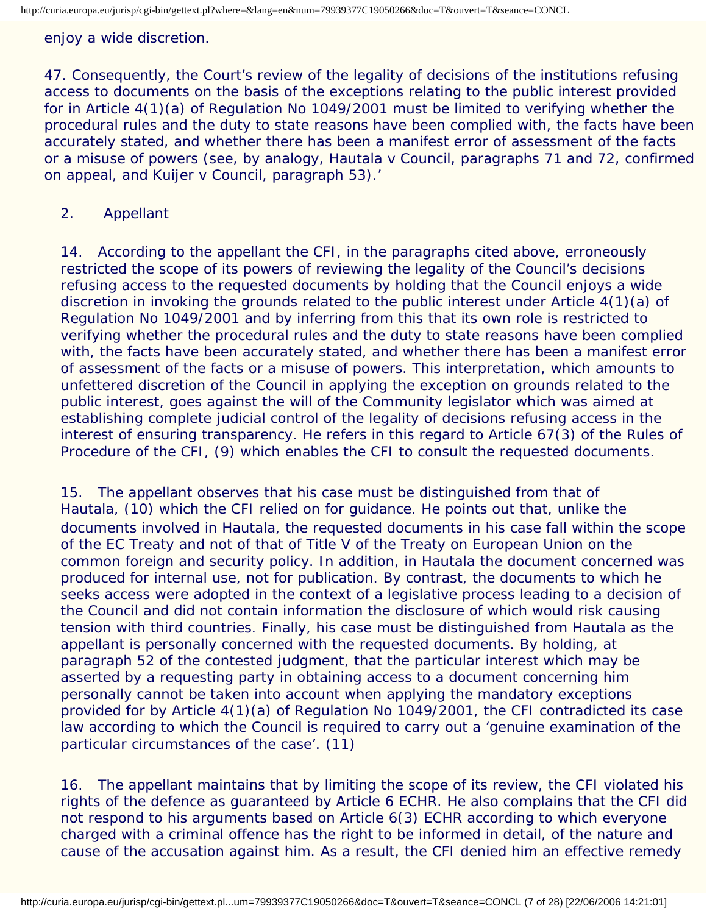enjoy a wide discretion.

47. Consequently, the Court's review of the legality of decisions of the institutions refusing access to documents on the basis of the exceptions relating to the public interest provided for in Article 4(1)(a) of Regulation No 1049/2001 must be limited to verifying whether the procedural rules and the duty to state reasons have been complied with, the facts have been accurately stated, and whether there has been a manifest error of assessment of the facts or a misuse of powers (see, by analogy, Hautala v Council, paragraphs 71 and 72, confirmed on appeal, and Kuijer v Council, paragraph 53).'

2. Appellant

14. According to the appellant the CFI, in the paragraphs cited above, erroneously restricted the scope of its powers of reviewing the legality of the Council's decisions refusing access to the requested documents by holding that the Council enjoys a wide discretion in invoking the grounds related to the public interest under Article 4(1)(a) of Regulation No 1049/2001 and by inferring from this that its own role is restricted to verifying whether the procedural rules and the duty to state reasons have been complied with, the facts have been accurately stated, and whether there has been a manifest error of assessment of the facts or a misuse of powers. This interpretation, which amounts to unfettered discretion of the Council in applying the exception on grounds related to the public interest, goes against the will of the Community legislator which was aimed at establishing complete judicial control of the legality of decisions refusing access in the interest of ensuring transparency. He refers in this regard to Article 67(3) of the Rules of Procedure of the CFI, (9) which enables the CFI to consult the requested documents.

15. The appellant observes that his case must be distinguished from that of Hautala, (10) which the CFI relied on for guidance. He points out that, unlike the documents involved in Hautala, the requested documents in his case fall within the scope of the EC Treaty and not of that of Title V of the Treaty on European Union on the common foreign and security policy. In addition, in Hautala the document concerned was produced for internal use, not for publication. By contrast, the documents to which he seeks access were adopted in the context of a legislative process leading to a decision of the Council and did not contain information the disclosure of which would risk causing tension with third countries. Finally, his case must be distinguished from Hautala as the appellant is personally concerned with the requested documents. By holding, at paragraph 52 of the contested judgment, that the particular interest which may be asserted by a requesting party in obtaining access to a document concerning him personally cannot be taken into account when applying the mandatory exceptions provided for by Article 4(1)(a) of Regulation No 1049/2001, the CFI contradicted its case law according to which the Council is required to carry out a 'genuine examination of the particular circumstances of the case'. (11)

16. The appellant maintains that by limiting the scope of its review, the CFI violated his rights of the defence as guaranteed by Article 6 ECHR. He also complains that the CFI did not respond to his arguments based on Article 6(3) ECHR according to which everyone charged with a criminal offence has the right to be informed in detail, of the nature and cause of the accusation against him. As a result, the CFI denied him an effective remedy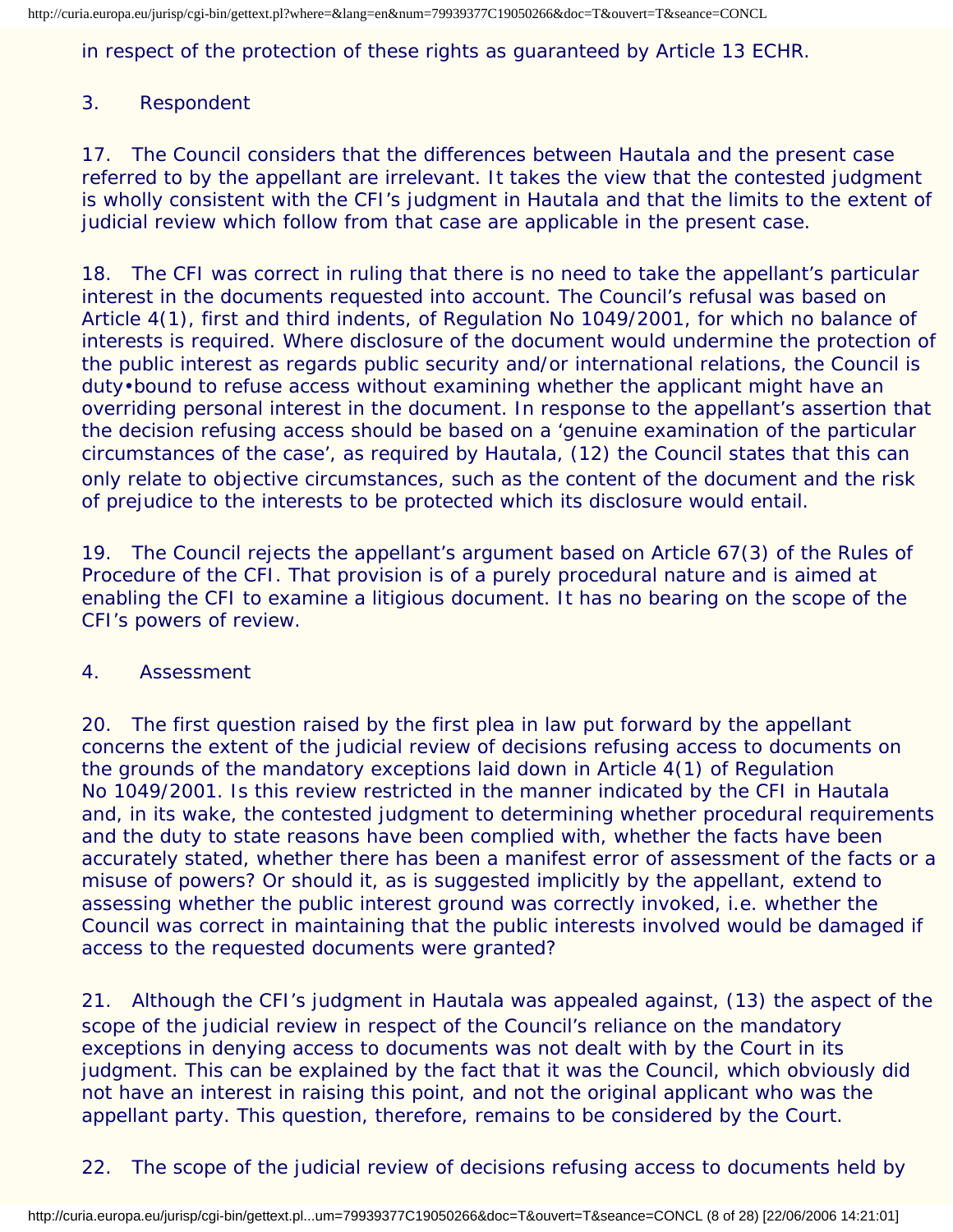in respect of the protection of these rights as guaranteed by Article 13 ECHR.

### 3. Respondent

17. The Council considers that the differences between Hautala and the present case referred to by the appellant are irrelevant. It takes the view that the contested judgment is wholly consistent with the CFI's judgment in Hautala and that the limits to the extent of judicial review which follow from that case are applicable in the present case.

18. The CFI was correct in ruling that there is no need to take the appellant's particular interest in the documents requested into account. The Council's refusal was based on Article 4(1), first and third indents, of Regulation No 1049/2001, for which no balance of interests is required. Where disclosure of the document would undermine the protection of the public interest as regards public security and/or international relations, the Council is duty•bound to refuse access without examining whether the applicant might have an overriding personal interest in the document. In response to the appellant's assertion that the decision refusing access should be based on a 'genuine examination of the particular circumstances of the case', as required by Hautala, (12) the Council states that this can only relate to objective circumstances, such as the content of the document and the risk of prejudice to the interests to be protected which its disclosure would entail.

19. The Council rejects the appellant's argument based on Article 67(3) of the Rules of Procedure of the CFI. That provision is of a purely procedural nature and is aimed at enabling the CFI to examine a litigious document. It has no bearing on the scope of the CFI's powers of review.

### 4. Assessment

20. The first question raised by the first plea in law put forward by the appellant concerns the extent of the judicial review of decisions refusing access to documents on the grounds of the mandatory exceptions laid down in Article 4(1) of Regulation No 1049/2001. Is this review restricted in the manner indicated by the CFI in Hautala and, in its wake, the contested judgment to determining whether procedural requirements and the duty to state reasons have been complied with, whether the facts have been accurately stated, whether there has been a manifest error of assessment of the facts or a misuse of powers? Or should it, as is suggested implicitly by the appellant, extend to assessing whether the public interest ground was correctly invoked, i.e. whether the Council was correct in maintaining that the public interests involved would be damaged if access to the requested documents were granted?

21. Although the CFI's judgment in Hautala was appealed against, (13) the aspect of the scope of the judicial review in respect of the Council's reliance on the mandatory exceptions in denying access to documents was not dealt with by the Court in its judgment. This can be explained by the fact that it was the Council, which obviously did not have an interest in raising this point, and not the original applicant who was the appellant party. This question, therefore, remains to be considered by the Court.

22. The scope of the judicial review of decisions refusing access to documents held by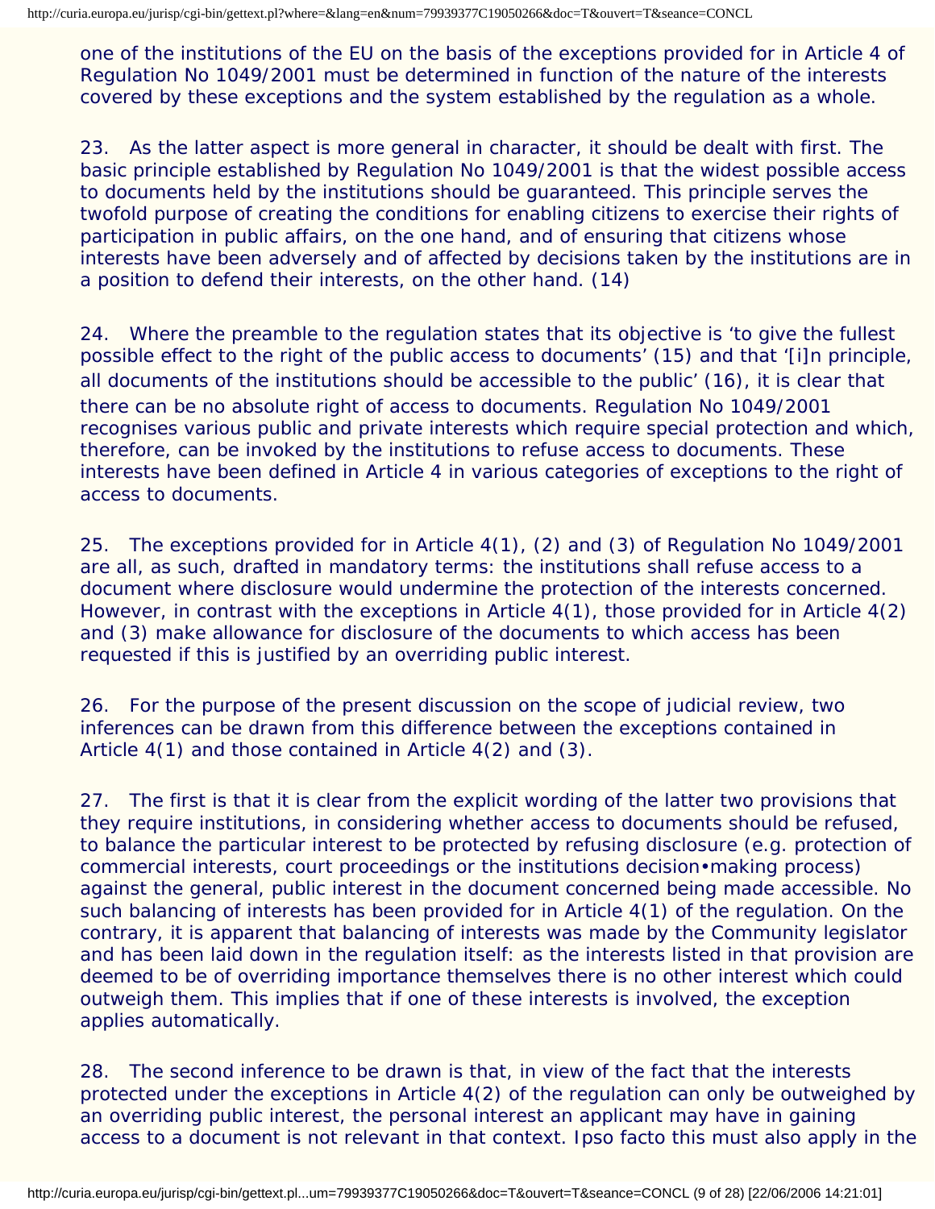one of the institutions of the EU on the basis of the exceptions provided for in Article 4 of Regulation No 1049/2001 must be determined in function of the nature of the interests covered by these exceptions and the system established by the regulation as a whole.

23. As the latter aspect is more general in character, it should be dealt with first. The basic principle established by Regulation No 1049/2001 is that the widest possible access to documents held by the institutions should be guaranteed. This principle serves the twofold purpose of creating the conditions for enabling citizens to exercise their rights of participation in public affairs, on the one hand, and of ensuring that citizens whose interests have been adversely and of affected by decisions taken by the institutions are in a position to defend their interests, on the other hand. (14)

24. Where the preamble to the regulation states that its objective is 'to give the fullest possible effect to the right of the public access to documents' (15) and that '[i]n principle, all documents of the institutions should be accessible to the public' (16), it is clear that there can be no absolute right of access to documents. Regulation No 1049/2001 recognises various public and private interests which require special protection and which, therefore, can be invoked by the institutions to refuse access to documents. These interests have been defined in Article 4 in various categories of exceptions to the right of access to documents.

25. The exceptions provided for in Article 4(1), (2) and (3) of Regulation No 1049/2001 are all, as such, drafted in mandatory terms: the institutions shall refuse access to a document where disclosure would undermine the protection of the interests concerned. However, in contrast with the exceptions in Article 4(1), those provided for in Article 4(2) and (3) make allowance for disclosure of the documents to which access has been requested if this is justified by an overriding public interest.

26. For the purpose of the present discussion on the scope of judicial review, two inferences can be drawn from this difference between the exceptions contained in Article 4(1) and those contained in Article 4(2) and (3).

27. The first is that it is clear from the explicit wording of the latter two provisions that they require institutions, in considering whether access to documents should be refused, to balance the particular interest to be protected by refusing disclosure (e.g. protection of commercial interests, court proceedings or the institutions decision•making process) against the general, public interest in the document concerned being made accessible. No such balancing of interests has been provided for in Article 4(1) of the regulation. On the contrary, it is apparent that balancing of interests was made by the Community legislator and has been laid down in the regulation itself: as the interests listed in that provision are deemed to be of overriding importance themselves there is no other interest which could outweigh them. This implies that if one of these interests is involved, the exception applies automatically.

28. The second inference to be drawn is that, in view of the fact that the interests protected under the exceptions in Article 4(2) of the regulation can only be outweighed by an overriding public interest, the personal interest an applicant may have in gaining access to a document is not relevant in that context. Ipso facto this must also apply in the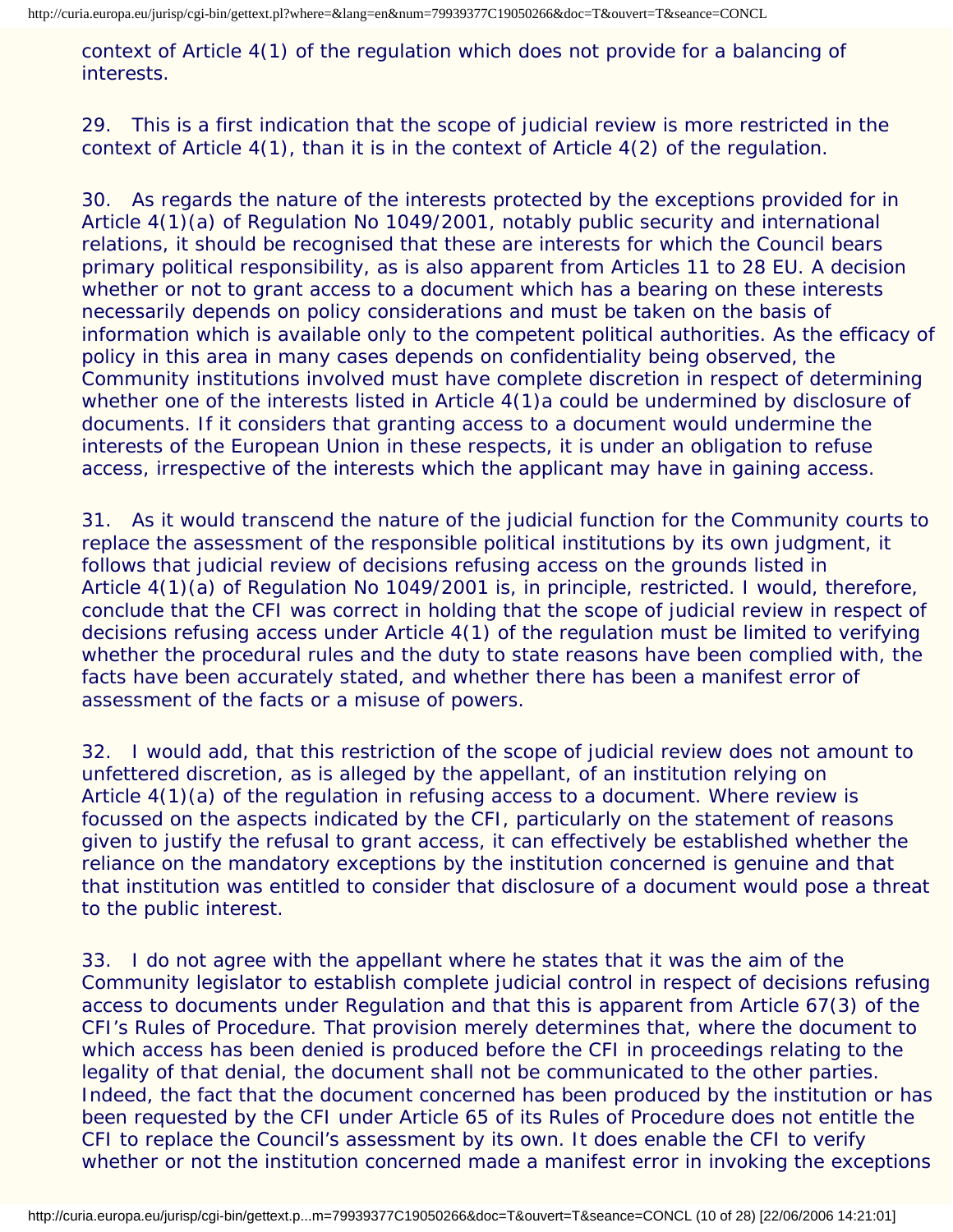context of Article 4(1) of the regulation which does not provide for a balancing of interests.

29. This is a first indication that the scope of judicial review is more restricted in the context of Article 4(1), than it is in the context of Article 4(2) of the regulation.

30. As regards the nature of the interests protected by the exceptions provided for in Article 4(1)(a) of Regulation No 1049/2001, notably public security and international relations, it should be recognised that these are interests for which the Council bears primary political responsibility, as is also apparent from Articles 11 to 28 EU. A decision whether or not to grant access to a document which has a bearing on these interests necessarily depends on policy considerations and must be taken on the basis of information which is available only to the competent political authorities. As the efficacy of policy in this area in many cases depends on confidentiality being observed, the Community institutions involved must have complete discretion in respect of determining whether one of the interests listed in Article 4(1)a could be undermined by disclosure of documents. If it considers that granting access to a document would undermine the interests of the European Union in these respects, it is under an obligation to refuse access, irrespective of the interests which the applicant may have in gaining access.

31. As it would transcend the nature of the judicial function for the Community courts to replace the assessment of the responsible political institutions by its own judgment, it follows that judicial review of decisions refusing access on the grounds listed in Article 4(1)(a) of Regulation No 1049/2001 is, in principle, restricted. I would, therefore, conclude that the CFI was correct in holding that the scope of judicial review in respect of decisions refusing access under Article 4(1) of the regulation must be limited to verifying whether the procedural rules and the duty to state reasons have been complied with, the facts have been accurately stated, and whether there has been a manifest error of assessment of the facts or a misuse of powers.

32. I would add, that this restriction of the scope of judicial review does not amount to unfettered discretion, as is alleged by the appellant, of an institution relying on Article 4(1)(a) of the regulation in refusing access to a document. Where review is focussed on the aspects indicated by the CFI, particularly on the statement of reasons given to justify the refusal to grant access, it can effectively be established whether the reliance on the mandatory exceptions by the institution concerned is genuine and that that institution was entitled to consider that disclosure of a document would pose a threat to the public interest.

33. I do not agree with the appellant where he states that it was the aim of the Community legislator to establish complete judicial control in respect of decisions refusing access to documents under Regulation and that this is apparent from Article 67(3) of the CFI's Rules of Procedure. That provision merely determines that, where the document to which access has been denied is produced before the CFI in proceedings relating to the legality of that denial, the document shall not be communicated to the other parties. Indeed, the fact that the document concerned has been produced by the institution or has been requested by the CFI under Article 65 of its Rules of Procedure does not entitle the CFI to replace the Council's assessment by its own. It does enable the CFI to verify whether or not the institution concerned made a manifest error in invoking the exceptions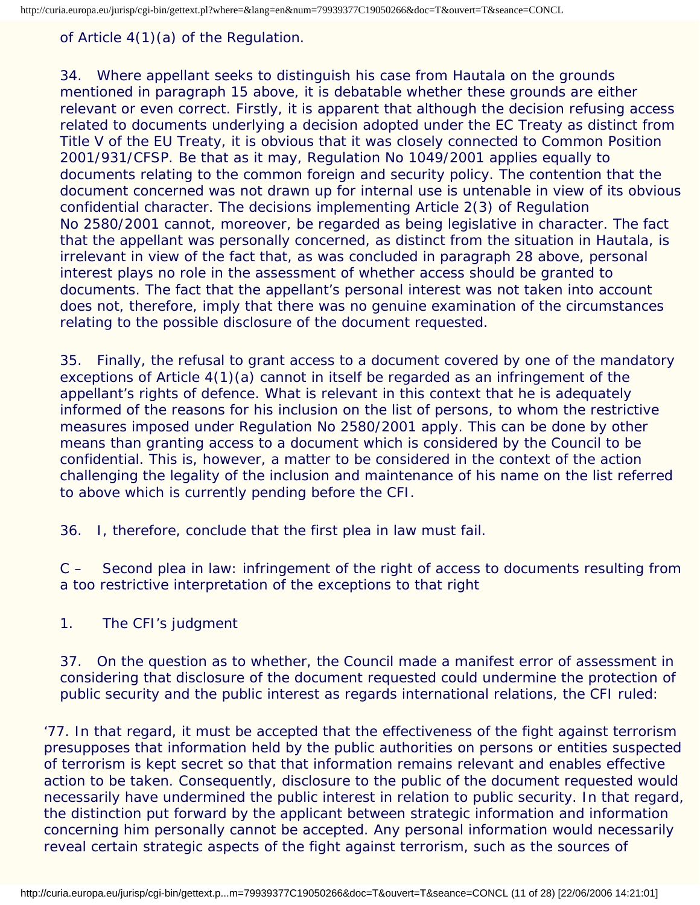of Article 4(1)(a) of the Regulation.

34. Where appellant seeks to distinguish his case from Hautala on the grounds mentioned in paragraph 15 above, it is debatable whether these grounds are either relevant or even correct. Firstly, it is apparent that although the decision refusing access related to documents underlying a decision adopted under the EC Treaty as distinct from Title V of the EU Treaty, it is obvious that it was closely connected to Common Position 2001/931/CFSP. Be that as it may, Regulation No 1049/2001 applies equally to documents relating to the common foreign and security policy. The contention that the document concerned was not drawn up for internal use is untenable in view of its obvious confidential character. The decisions implementing Article 2(3) of Regulation No 2580/2001 cannot, moreover, be regarded as being legislative in character. The fact that the appellant was personally concerned, as distinct from the situation in Hautala, is irrelevant in view of the fact that, as was concluded in paragraph 28 above, personal interest plays no role in the assessment of whether access should be granted to documents. The fact that the appellant's personal interest was not taken into account does not, therefore, imply that there was no genuine examination of the circumstances relating to the possible disclosure of the document requested.

35. Finally, the refusal to grant access to a document covered by one of the mandatory exceptions of Article 4(1)(a) cannot in itself be regarded as an infringement of the appellant's rights of defence. What is relevant in this context that he is adequately informed of the reasons for his inclusion on the list of persons, to whom the restrictive measures imposed under Regulation No 2580/2001 apply. This can be done by other means than granting access to a document which is considered by the Council to be confidential. This is, however, a matter to be considered in the context of the action challenging the legality of the inclusion and maintenance of his name on the list referred to above which is currently pending before the CFI.

36. I, therefore, conclude that the first plea in law must fail.

## C – Second plea in law: infringement of the right of access to documents resulting from a too restrictive interpretation of the exceptions to that right

### 1. The CFI's judgment

37. On the question as to whether, the Council made a manifest error of assessment in considering that disclosure of the document requested could undermine the protection of public security and the public interest as regards international relations, the CFI ruled:

'77. In that regard, it must be accepted that the effectiveness of the fight against terrorism presupposes that information held by the public authorities on persons or entities suspected of terrorism is kept secret so that that information remains relevant and enables effective action to be taken. Consequently, disclosure to the public of the document requested would necessarily have undermined the public interest in relation to public security. In that regard, the distinction put forward by the applicant between strategic information and information concerning him personally cannot be accepted. Any personal information would necessarily reveal certain strategic aspects of the fight against terrorism, such as the sources of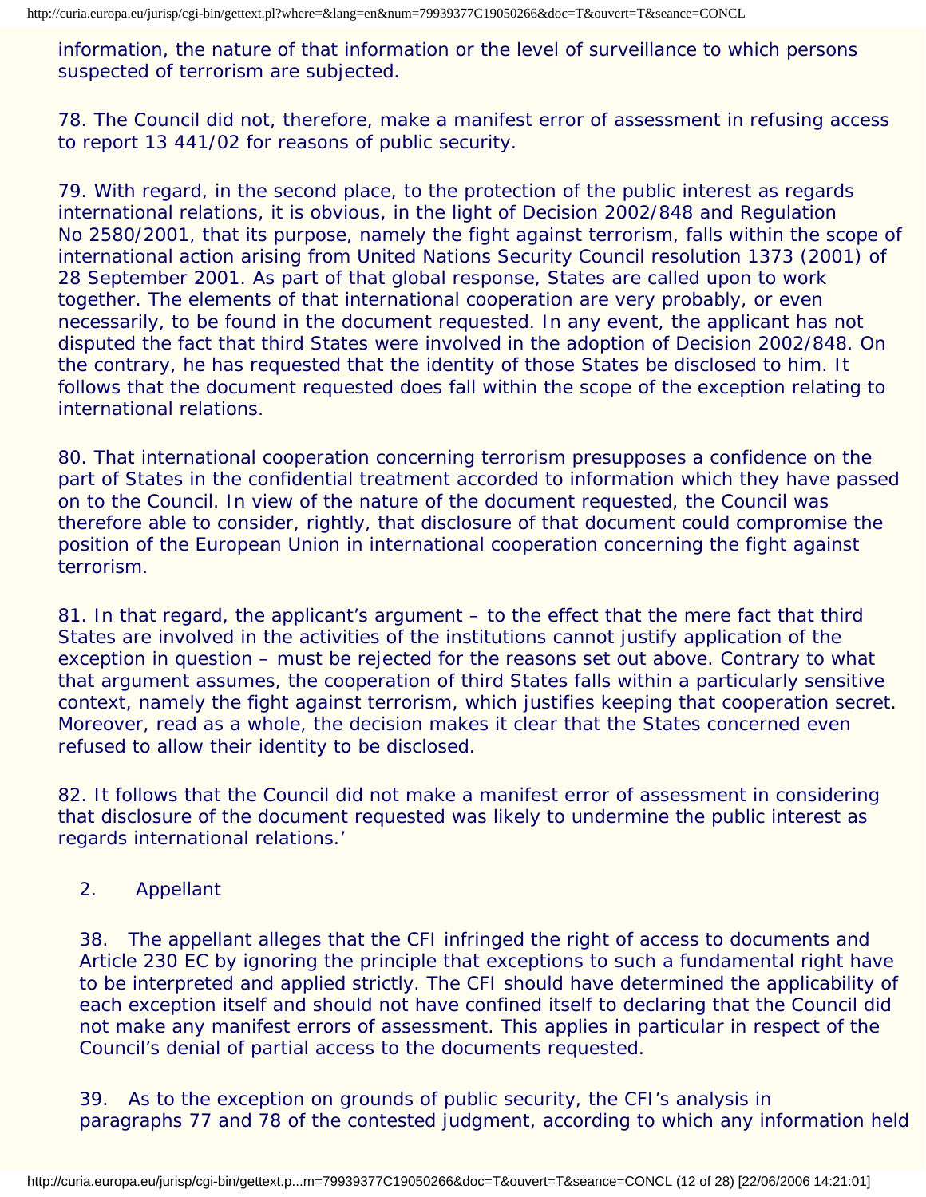information, the nature of that information or the level of surveillance to which persons suspected of terrorism are subjected.

78. The Council did not, therefore, make a manifest error of assessment in refusing access to report 13 441/02 for reasons of public security.

79. With regard, in the second place, to the protection of the public interest as regards international relations, it is obvious, in the light of Decision 2002/848 and Regulation No 2580/2001, that its purpose, namely the fight against terrorism, falls within the scope of international action arising from United Nations Security Council resolution 1373 (2001) of 28 September 2001. As part of that global response, States are called upon to work together. The elements of that international cooperation are very probably, or even necessarily, to be found in the document requested. In any event, the applicant has not disputed the fact that third States were involved in the adoption of Decision 2002/848. On the contrary, he has requested that the identity of those States be disclosed to him. It follows that the document requested does fall within the scope of the exception relating to international relations.

80. That international cooperation concerning terrorism presupposes a confidence on the part of States in the confidential treatment accorded to information which they have passed on to the Council. In view of the nature of the document requested, the Council was therefore able to consider, rightly, that disclosure of that document could compromise the position of the European Union in international cooperation concerning the fight against terrorism.

81. In that regard, the applicant's argument – to the effect that the mere fact that third States are involved in the activities of the institutions cannot justify application of the exception in question – must be rejected for the reasons set out above. Contrary to what that argument assumes, the cooperation of third States falls within a particularly sensitive context, namely the fight against terrorism, which justifies keeping that cooperation secret. Moreover, read as a whole, the decision makes it clear that the States concerned even refused to allow their identity to be disclosed.

82. It follows that the Council did not make a manifest error of assessment in considering that disclosure of the document requested was likely to undermine the public interest as regards international relations.'

2. Appellant

38. The appellant alleges that the CFI infringed the right of access to documents and Article 230 EC by ignoring the principle that exceptions to such a fundamental right have to be interpreted and applied strictly. The CFI should have determined the applicability of each exception itself and should not have confined itself to declaring that the Council did not make any manifest errors of assessment. This applies in particular in respect of the Council's denial of partial access to the documents requested.

39. As to the exception on grounds of public security, the CFI's analysis in paragraphs 77 and 78 of the contested judgment, according to which any information held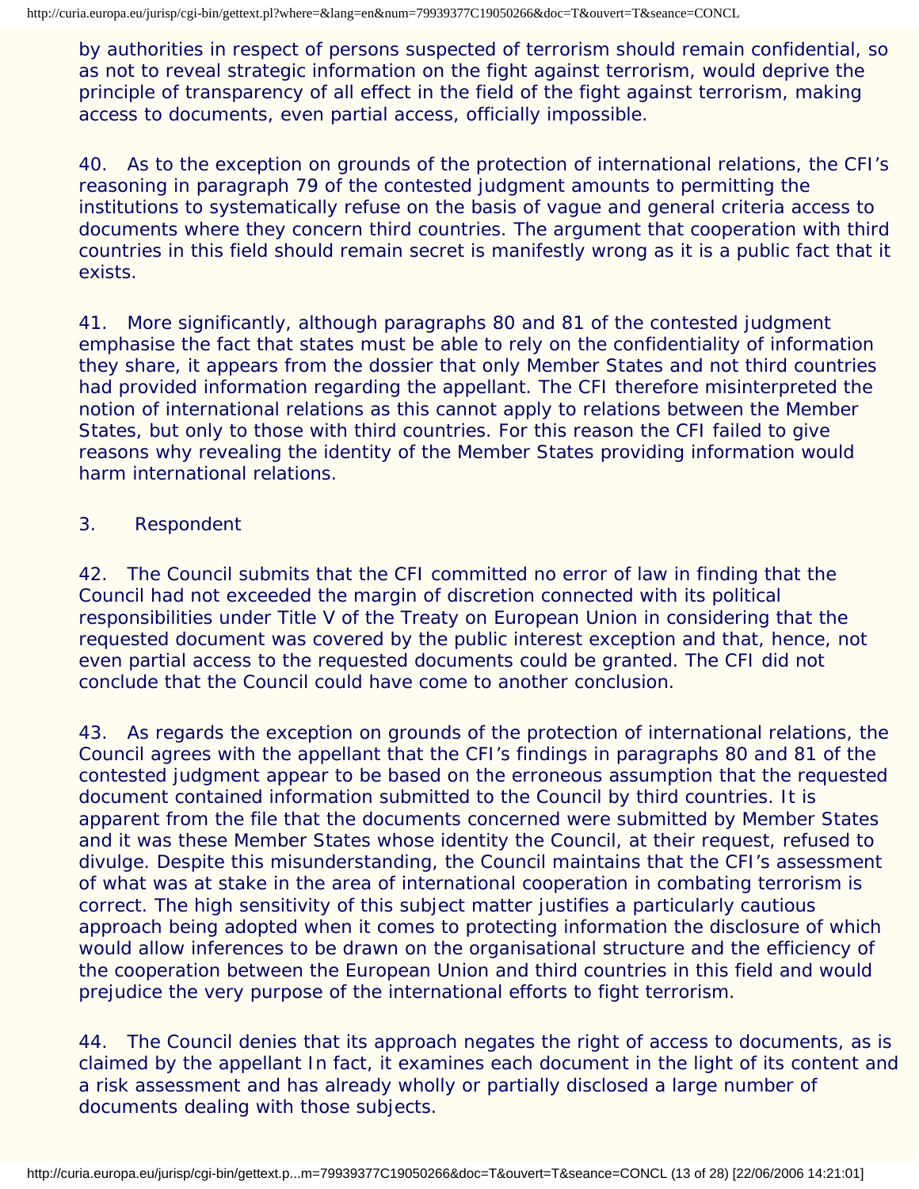by authorities in respect of persons suspected of terrorism should remain confidential, so as not to reveal strategic information on the fight against terrorism, would deprive the principle of transparency of all effect in the field of the fight against terrorism, making access to documents, even partial access, officially impossible.

40. As to the exception on grounds of the protection of international relations, the CFI's reasoning in paragraph 79 of the contested judgment amounts to permitting the institutions to systematically refuse on the basis of vague and general criteria access to documents where they concern third countries. The argument that cooperation with third countries in this field should remain secret is manifestly wrong as it is a public fact that it exists.

41. More significantly, although paragraphs 80 and 81 of the contested judgment emphasise the fact that states must be able to rely on the confidentiality of information they share, it appears from the dossier that only Member States and not third countries had provided information regarding the appellant. The CFI therefore misinterpreted the notion of international relations as this cannot apply to relations between the Member States, but only to those with third countries. For this reason the CFI failed to give reasons why revealing the identity of the Member States providing information would harm international relations.

3. Respondent

42. The Council submits that the CFI committed no error of law in finding that the Council had not exceeded the margin of discretion connected with its political responsibilities under Title V of the Treaty on European Union in considering that the requested document was covered by the public interest exception and that, hence, not even partial access to the requested documents could be granted. The CFI did not conclude that the Council could have come to another conclusion.

43. As regards the exception on grounds of the protection of international relations, the Council agrees with the appellant that the CFI's findings in paragraphs 80 and 81 of the contested judgment appear to be based on the erroneous assumption that the requested document contained information submitted to the Council by third countries. It is apparent from the file that the documents concerned were submitted by Member States and it was these Member States whose identity the Council, at their request, refused to divulge. Despite this misunderstanding, the Council maintains that the CFI's assessment of what was at stake in the area of international cooperation in combating terrorism is correct. The high sensitivity of this subject matter justifies a particularly cautious approach being adopted when it comes to protecting information the disclosure of which would allow inferences to be drawn on the organisational structure and the efficiency of the cooperation between the European Union and third countries in this field and would prejudice the very purpose of the international efforts to fight terrorism.

44. The Council denies that its approach negates the right of access to documents, as is claimed by the appellant In fact, it examines each document in the light of its content and a risk assessment and has already wholly or partially disclosed a large number of documents dealing with those subjects.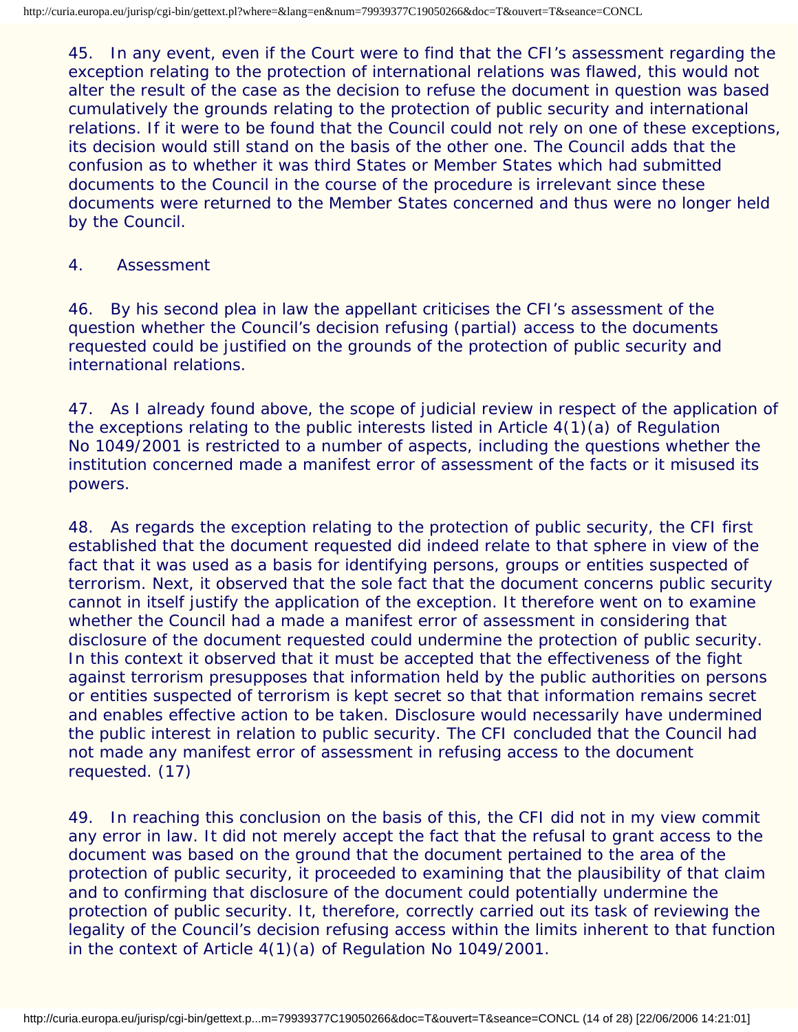45. In any event, even if the Court were to find that the CFI's assessment regarding the exception relating to the protection of international relations was flawed, this would not alter the result of the case as the decision to refuse the document in question was based cumulatively the grounds relating to the protection of public security and international relations. If it were to be found that the Council could not rely on one of these exceptions, its decision would still stand on the basis of the other one. The Council adds that the confusion as to whether it was third States or Member States which had submitted documents to the Council in the course of the procedure is irrelevant since these documents were returned to the Member States concerned and thus were no longer held by the Council.

4. Assessment

46. By his second plea in law the appellant criticises the CFI's assessment of the question whether the Council's decision refusing (partial) access to the documents requested could be justified on the grounds of the protection of public security and international relations.

47. As I already found above, the scope of judicial review in respect of the application of the exceptions relating to the public interests listed in Article 4(1)(a) of Regulation No 1049/2001 is restricted to a number of aspects, including the questions whether the institution concerned made a manifest error of assessment of the facts or it misused its powers.

48. As regards the exception relating to the protection of public security, the CFI first established that the document requested did indeed relate to that sphere in view of the fact that it was used as a basis for identifying persons, groups or entities suspected of terrorism. Next, it observed that the sole fact that the document concerns public security cannot in itself justify the application of the exception. It therefore went on to examine whether the Council had a made a manifest error of assessment in considering that disclosure of the document requested could undermine the protection of public security. In this context it observed that it must be accepted that the effectiveness of the fight against terrorism presupposes that information held by the public authorities on persons or entities suspected of terrorism is kept secret so that that information remains secret and enables effective action to be taken. Disclosure would necessarily have undermined the public interest in relation to public security. The CFI concluded that the Council had not made any manifest error of assessment in refusing access to the document requested. (17)

49. In reaching this conclusion on the basis of this, the CFI did not in my view commit any error in law. It did not merely accept the fact that the refusal to grant access to the document was based on the ground that the document pertained to the area of the protection of public security, it proceeded to examining that the plausibility of that claim and to confirming that disclosure of the document could potentially undermine the protection of public security. It, therefore, correctly carried out its task of reviewing the legality of the Council's decision refusing access within the limits inherent to that function in the context of Article 4(1)(a) of Regulation No 1049/2001.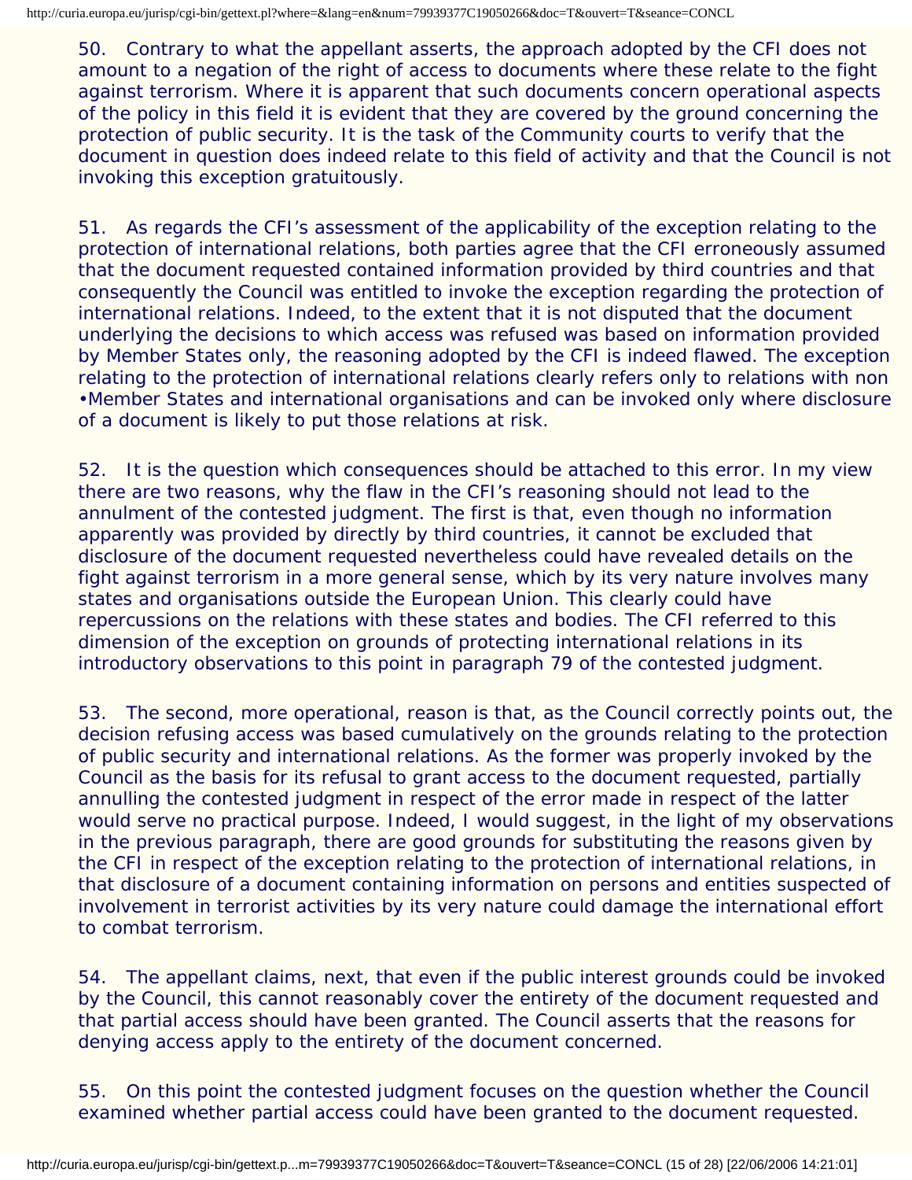50. Contrary to what the appellant asserts, the approach adopted by the CFI does not amount to a negation of the right of access to documents where these relate to the fight against terrorism. Where it is apparent that such documents concern operational aspects of the policy in this field it is evident that they are covered by the ground concerning the protection of public security. It is the task of the Community courts to verify that the document in question does indeed relate to this field of activity and that the Council is not invoking this exception gratuitously.

51. As regards the CFI's assessment of the applicability of the exception relating to the protection of international relations, both parties agree that the CFI erroneously assumed that the document requested contained information provided by third countries and that consequently the Council was entitled to invoke the exception regarding the protection of international relations. Indeed, to the extent that it is not disputed that the document underlying the decisions to which access was refused was based on information provided by Member States only, the reasoning adopted by the CFI is indeed flawed. The exception relating to the protection of international relations clearly refers only to relations with non •Member States and international organisations and can be invoked only where disclosure of a document is likely to put those relations at risk.

52. It is the question which consequences should be attached to this error. In my view there are two reasons, why the flaw in the CFI's reasoning should not lead to the annulment of the contested judgment. The first is that, even though no information apparently was provided by directly by third countries, it cannot be excluded that disclosure of the document requested nevertheless could have revealed details on the fight against terrorism in a more general sense, which by its very nature involves many states and organisations outside the European Union. This clearly could have repercussions on the relations with these states and bodies. The CFI referred to this dimension of the exception on grounds of protecting international relations in its introductory observations to this point in paragraph 79 of the contested judgment.

53. The second, more operational, reason is that, as the Council correctly points out, the decision refusing access was based cumulatively on the grounds relating to the protection of public security and international relations. As the former was properly invoked by the Council as the basis for its refusal to grant access to the document requested, partially annulling the contested judgment in respect of the error made in respect of the latter would serve no practical purpose. Indeed, I would suggest, in the light of my observations in the previous paragraph, there are good grounds for substituting the reasons given by the CFI in respect of the exception relating to the protection of international relations, in that disclosure of a document containing information on persons and entities suspected of involvement in terrorist activities by its very nature could damage the international effort to combat terrorism.

54. The appellant claims, next, that even if the public interest grounds could be invoked by the Council, this cannot reasonably cover the entirety of the document requested and that partial access should have been granted. The Council asserts that the reasons for denying access apply to the entirety of the document concerned.

55. On this point the contested judgment focuses on the question whether the Council examined whether partial access could have been granted to the document requested.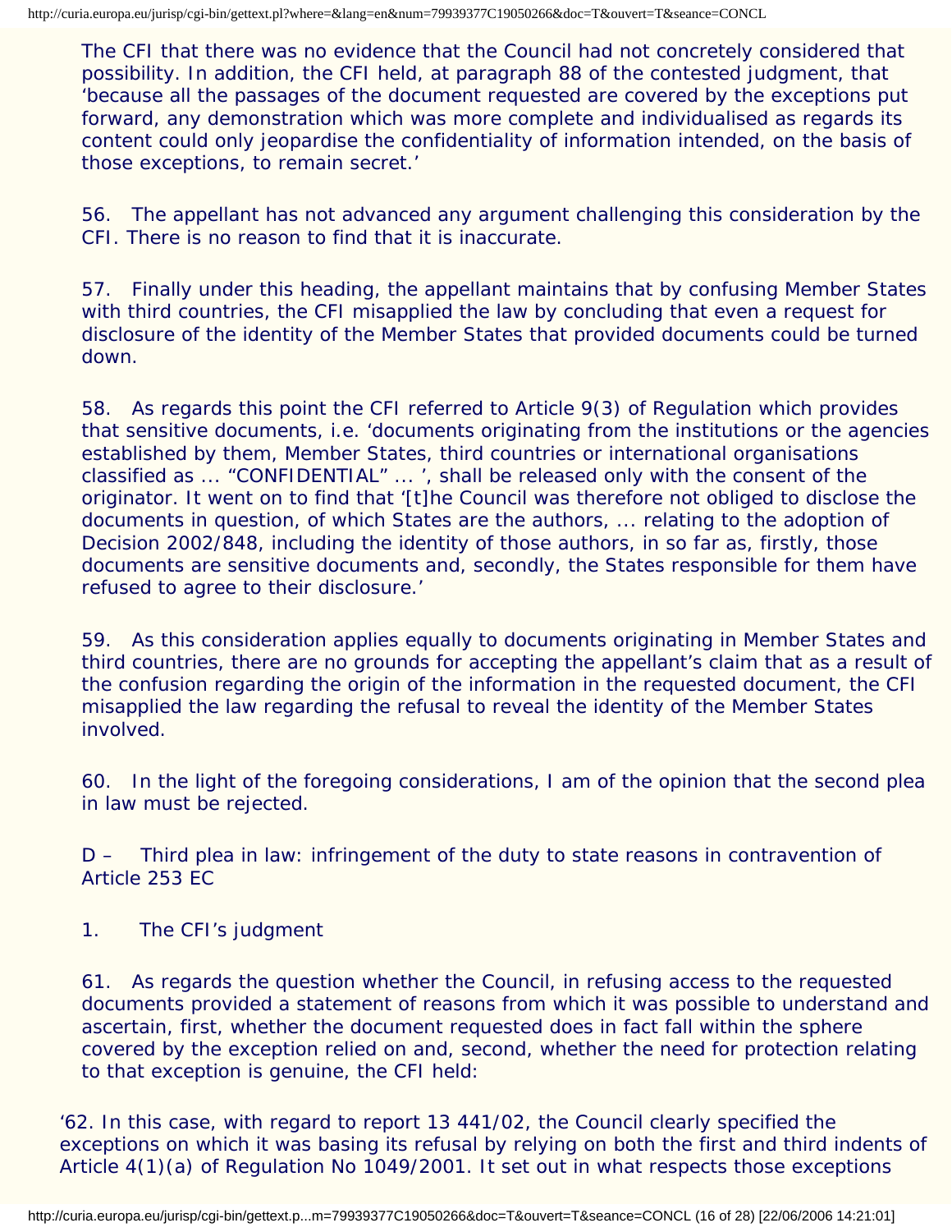The CFI that there was no evidence that the Council had not concretely considered that possibility. In addition, the CFI held, at paragraph 88 of the contested judgment, that 'because all the passages of the document requested are covered by the exceptions put forward, any demonstration which was more complete and individualised as regards its content could only jeopardise the confidentiality of information intended, on the basis of those exceptions, to remain secret.'

56. The appellant has not advanced any argument challenging this consideration by the CFI. There is no reason to find that it is inaccurate.

57. Finally under this heading, the appellant maintains that by confusing Member States with third countries, the CFI misapplied the law by concluding that even a request for disclosure of the identity of the Member States that provided documents could be turned down.

58. As regards this point the CFI referred to Article 9(3) of Regulation which provides that sensitive documents, i.e. 'documents originating from the institutions or the agencies established by them, Member States, third countries or international organisations classified as ... "CONFIDENTIAL" ... ', shall be released only with the consent of the originator. It went on to find that '[t]he Council was therefore not obliged to disclose the documents in question, of which States are the authors, ... relating to the adoption of Decision 2002/848, including the identity of those authors, in so far as, firstly, those documents are sensitive documents and, secondly, the States responsible for them have refused to agree to their disclosure.'

59. As this consideration applies equally to documents originating in Member States and third countries, there are no grounds for accepting the appellant's claim that as a result of the confusion regarding the origin of the information in the requested document, the CFI misapplied the law regarding the refusal to reveal the identity of the Member States involved.

60. In the light of the foregoing considerations, I am of the opinion that the second plea in law must be rejected.

## D – Third plea in law: infringement of the duty to state reasons in contravention of Article 253 EC

### 1. The CFI's judgment

61. As regards the question whether the Council, in refusing access to the requested documents provided a statement of reasons from which it was possible to understand and ascertain, first, whether the document requested does in fact fall within the sphere covered by the exception relied on and, second, whether the need for protection relating to that exception is genuine, the CFI held:

'62. In this case, with regard to report 13 441/02, the Council clearly specified the exceptions on which it was basing its refusal by relying on both the first and third indents of Article 4(1)(a) of Regulation No 1049/2001. It set out in what respects those exceptions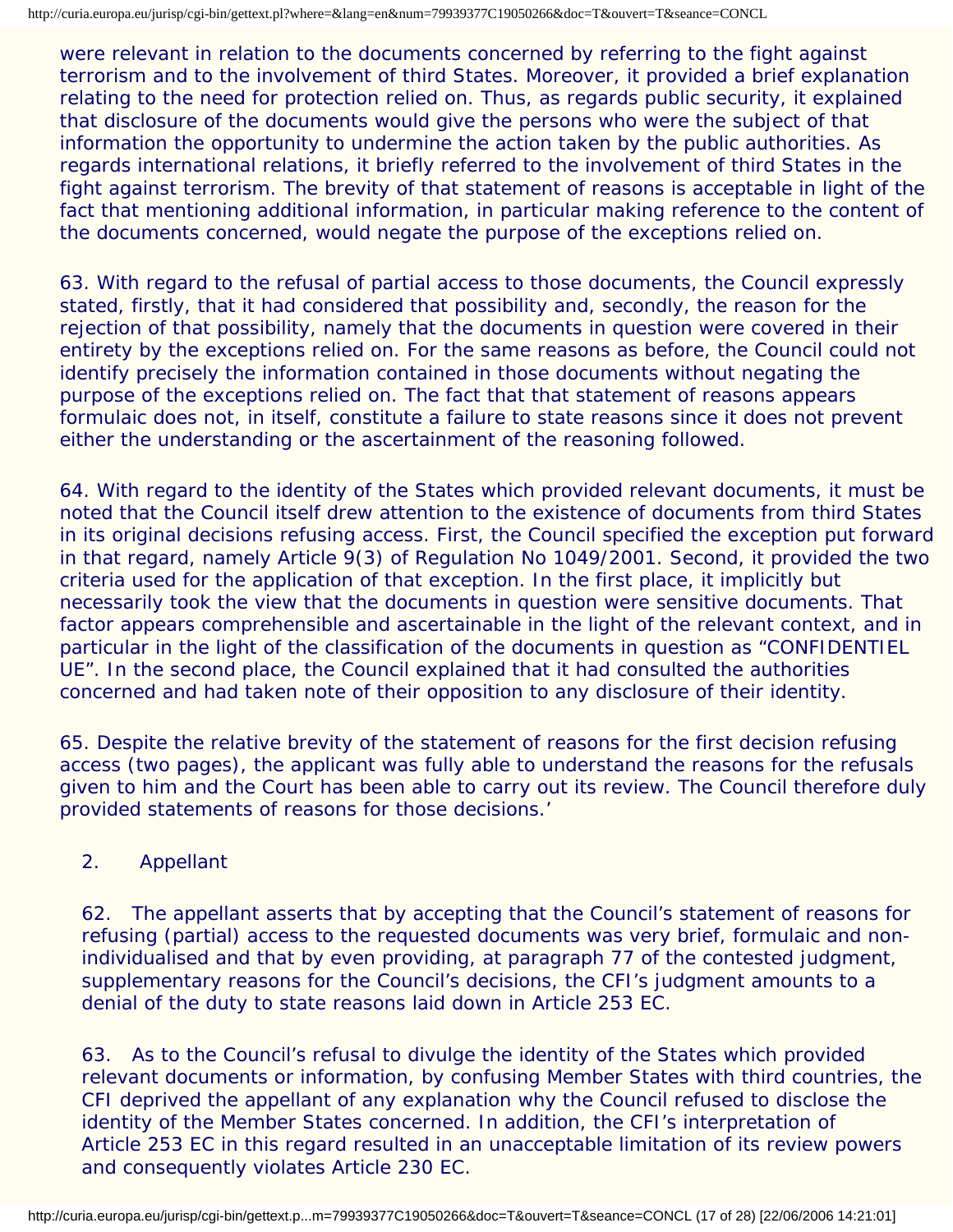were relevant in relation to the documents concerned by referring to the fight against terrorism and to the involvement of third States. Moreover, it provided a brief explanation relating to the need for protection relied on. Thus, as regards public security, it explained that disclosure of the documents would give the persons who were the subject of that information the opportunity to undermine the action taken by the public authorities. As regards international relations, it briefly referred to the involvement of third States in the fight against terrorism. The brevity of that statement of reasons is acceptable in light of the fact that mentioning additional information, in particular making reference to the content of the documents concerned, would negate the purpose of the exceptions relied on.

63. With regard to the refusal of partial access to those documents, the Council expressly stated, firstly, that it had considered that possibility and, secondly, the reason for the rejection of that possibility, namely that the documents in question were covered in their entirety by the exceptions relied on. For the same reasons as before, the Council could not identify precisely the information contained in those documents without negating the purpose of the exceptions relied on. The fact that that statement of reasons appears formulaic does not, in itself, constitute a failure to state reasons since it does not prevent either the understanding or the ascertainment of the reasoning followed.

64. With regard to the identity of the States which provided relevant documents, it must be noted that the Council itself drew attention to the existence of documents from third States in its original decisions refusing access. First, the Council specified the exception put forward in that regard, namely Article 9(3) of Regulation No 1049/2001. Second, it provided the two criteria used for the application of that exception. In the first place, it implicitly but necessarily took the view that the documents in question were sensitive documents. That factor appears comprehensible and ascertainable in the light of the relevant context, and in particular in the light of the classification of the documents in question as "CONFIDENTIEL UE". In the second place, the Council explained that it had consulted the authorities concerned and had taken note of their opposition to any disclosure of their identity.

65. Despite the relative brevity of the statement of reasons for the first decision refusing access (two pages), the applicant was fully able to understand the reasons for the refusals given to him and the Court has been able to carry out its review. The Council therefore duly provided statements of reasons for those decisions.'

2. Appellant

62. The appellant asserts that by accepting that the Council's statement of reasons for refusing (partial) access to the requested documents was very brief, formulaic and non-individualised and that by even providing, at paragraph 77 of the contested judgment, supplementary reasons for the Council's decisions, the CFI's judgment amounts to a denial of the duty to state reasons laid down in Article 253 EC.

63. As to the Council's refusal to divulge the identity of the States which provided relevant documents or information, by confusing Member States with third countries, the CFI deprived the appellant of any explanation why the Council refused to disclose the identity of the Member States concerned. In addition, the CFI's interpretation of Article 253 EC in this regard resulted in an unacceptable limitation of its review powers and consequently violates Article 230 EC.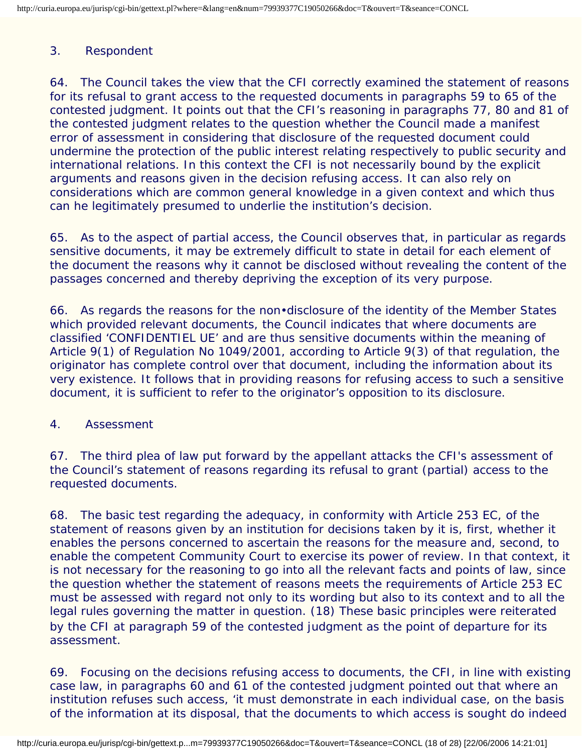### 3. Respondent

64. The Council takes the view that the CFI correctly examined the statement of reasons for its refusal to grant access to the requested documents in paragraphs 59 to 65 of the contested judgment. It points out that the CFI's reasoning in paragraphs 77, 80 and 81 of the contested judgment relates to the question whether the Council made a manifest error of assessment in considering that disclosure of the requested document could undermine the protection of the public interest relating respectively to public security and international relations. In this context the CFI is not necessarily bound by the explicit arguments and reasons given in the decision refusing access. It can also rely on considerations which are common general knowledge in a given context and which thus can he legitimately presumed to underlie the institution's decision.

65. As to the aspect of partial access, the Council observes that, in particular as regards sensitive documents, it may be extremely difficult to state in detail for each element of the document the reasons why it cannot be disclosed without revealing the content of the passages concerned and thereby depriving the exception of its very purpose.

66. As regards the reasons for the non•disclosure of the identity of the Member States which provided relevant documents, the Council indicates that where documents are classified 'CONFIDENTIEL UE' and are thus sensitive documents within the meaning of Article 9(1) of Regulation No 1049/2001, according to Article 9(3) of that regulation, the originator has complete control over that document, including the information about its very existence. It follows that in providing reasons for refusing access to such a sensitive document, it is sufficient to refer to the originator's opposition to its disclosure.

### 4. Assessment

67. The third plea of law put forward by the appellant attacks the CFI's assessment of the Council's statement of reasons regarding its refusal to grant (partial) access to the requested documents.

68. The basic test regarding the adequacy, in conformity with Article 253 EC, of the statement of reasons given by an institution for decisions taken by it is, first, whether it enables the persons concerned to ascertain the reasons for the measure and, second, to enable the competent Community Court to exercise its power of review. In that context, it is not necessary for the reasoning to go into all the relevant facts and points of law, since the question whether the statement of reasons meets the requirements of Article 253 EC must be assessed with regard not only to its wording but also to its context and to all the legal rules governing the matter in question. (18) These basic principles were reiterated by the CFI at paragraph 59 of the contested judgment as the point of departure for its assessment.

69. Focusing on the decisions refusing access to documents, the CFI, in line with existing case law, in paragraphs 60 and 61 of the contested judgment pointed out that where an institution refuses such access, 'it must demonstrate in each individual case, on the basis of the information at its disposal, that the documents to which access is sought do indeed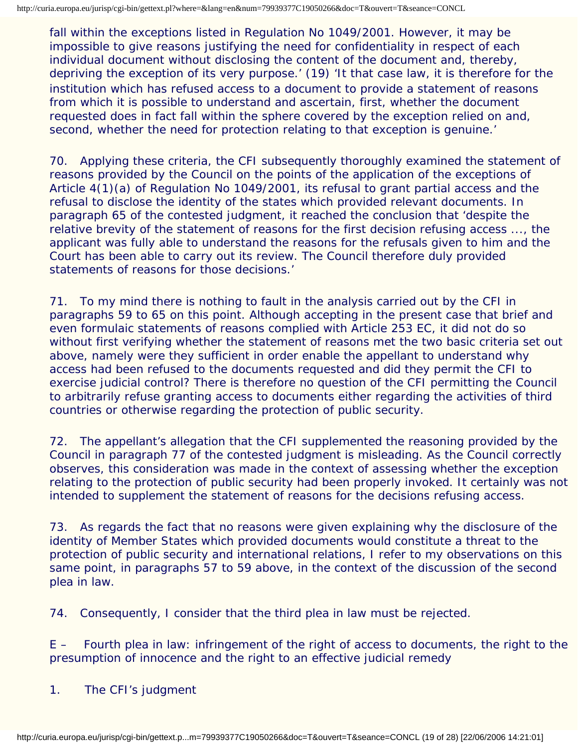fall within the exceptions listed in Regulation No 1049/2001. However, it may be impossible to give reasons justifying the need for confidentiality in respect of each individual document without disclosing the content of the document and, thereby, depriving the exception of its very purpose.' (19) 'It that case law, it is therefore for the institution which has refused access to a document to provide a statement of reasons from which it is possible to understand and ascertain, first, whether the document requested does in fact fall within the sphere covered by the exception relied on and, second, whether the need for protection relating to that exception is genuine.'

70. Applying these criteria, the CFI subsequently thoroughly examined the statement of reasons provided by the Council on the points of the application of the exceptions of Article 4(1)(a) of Regulation No 1049/2001, its refusal to grant partial access and the refusal to disclose the identity of the states which provided relevant documents. In paragraph 65 of the contested judgment, it reached the conclusion that 'despite the relative brevity of the statement of reasons for the first decision refusing access ..., the applicant was fully able to understand the reasons for the refusals given to him and the Court has been able to carry out its review. The Council therefore duly provided statements of reasons for those decisions.'

71. To my mind there is nothing to fault in the analysis carried out by the CFI in paragraphs 59 to 65 on this point. Although accepting in the present case that brief and even formulaic statements of reasons complied with Article 253 EC, it did not do so without first verifying whether the statement of reasons met the two basic criteria set out above, namely were they sufficient in order enable the appellant to understand why access had been refused to the documents requested and did they permit the CFI to exercise judicial control? There is therefore no question of the CFI permitting the Council to arbitrarily refuse granting access to documents either regarding the activities of third countries or otherwise regarding the protection of public security.

72. The appellant's allegation that the CFI supplemented the reasoning provided by the Council in paragraph 77 of the contested judgment is misleading. As the Council correctly observes, this consideration was made in the context of assessing whether the exception relating to the protection of public security had been properly invoked. It certainly was not intended to supplement the statement of reasons for the decisions refusing access.

73. As regards the fact that no reasons were given explaining why the disclosure of the identity of Member States which provided documents would constitute a threat to the protection of public security and international relations, I refer to my observations on this same point, in paragraphs 57 to 59 above, in the context of the discussion of the second plea in law.

74. Consequently, I consider that the third plea in law must be rejected.

## E – Fourth plea in law: infringement of the right of access to documents, the right to the presumption of innocence and the right to an effective judicial remedy

### 1. The CFI's judgment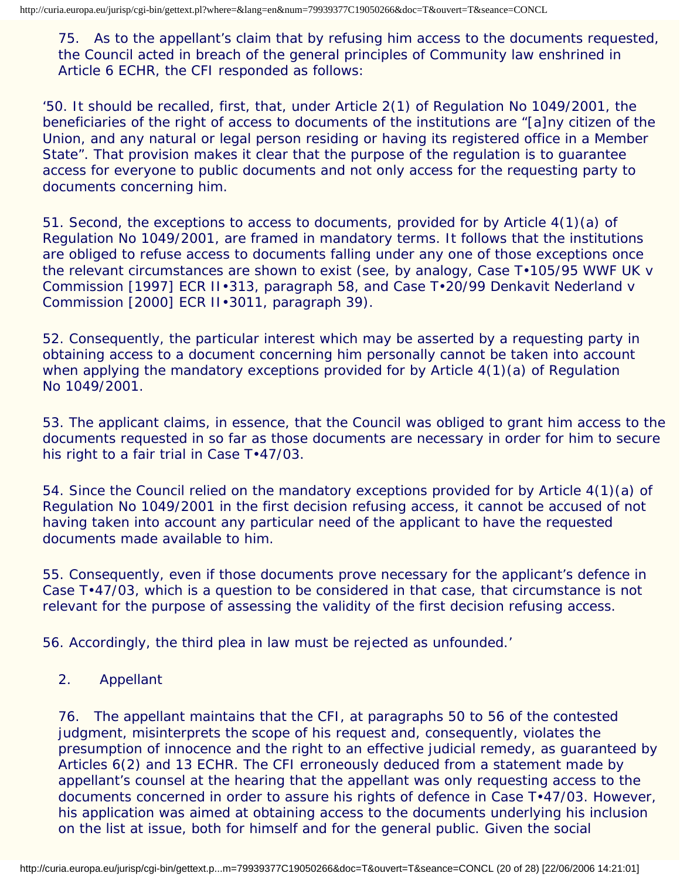75. As to the appellant's claim that by refusing him access to the documents requested, the Council acted in breach of the general principles of Community law enshrined in Article 6 ECHR, the CFI responded as follows:

'50. It should be recalled, first, that, under Article 2(1) of Regulation No 1049/2001, the beneficiaries of the right of access to documents of the institutions are "[a]ny citizen of the Union, and any natural or legal person residing or having its registered office in a Member State". That provision makes it clear that the purpose of the regulation is to guarantee access for everyone to public documents and not only access for the requesting party to documents concerning him.

51. Second, the exceptions to access to documents, provided for by Article 4(1)(a) of Regulation No 1049/2001, are framed in mandatory terms. It follows that the institutions are obliged to refuse access to documents falling under any one of those exceptions once the relevant circumstances are shown to exist (see, by analogy, Case T•105/95 WWF UK v Commission [1997] ECR II•313, paragraph 58, and Case T•20/99 Denkavit Nederland v Commission [2000] ECR II•3011, paragraph 39).

52. Consequently, the particular interest which may be asserted by a requesting party in obtaining access to a document concerning him personally cannot be taken into account when applying the mandatory exceptions provided for by Article 4(1)(a) of Regulation No 1049/2001.

53. The applicant claims, in essence, that the Council was obliged to grant him access to the documents requested in so far as those documents are necessary in order for him to secure his right to a fair trial in Case T•47/03.

54. Since the Council relied on the mandatory exceptions provided for by Article 4(1)(a) of Regulation No 1049/2001 in the first decision refusing access, it cannot be accused of not having taken into account any particular need of the applicant to have the requested documents made available to him.

55. Consequently, even if those documents prove necessary for the applicant's defence in Case T•47/03, which is a question to be considered in that case, that circumstance is not relevant for the purpose of assessing the validity of the first decision refusing access.

56. Accordingly, the third plea in law must be rejected as unfounded.'

2. Appellant

76. The appellant maintains that the CFI, at paragraphs 50 to 56 of the contested judgment, misinterprets the scope of his request and, consequently, violates the presumption of innocence and the right to an effective judicial remedy, as guaranteed by Articles 6(2) and 13 ECHR. The CFI erroneously deduced from a statement made by appellant's counsel at the hearing that the appellant was only requesting access to the documents concerned in order to assure his rights of defence in Case T•47/03. However, his application was aimed at obtaining access to the documents underlying his inclusion on the list at issue, both for himself and for the general public. Given the social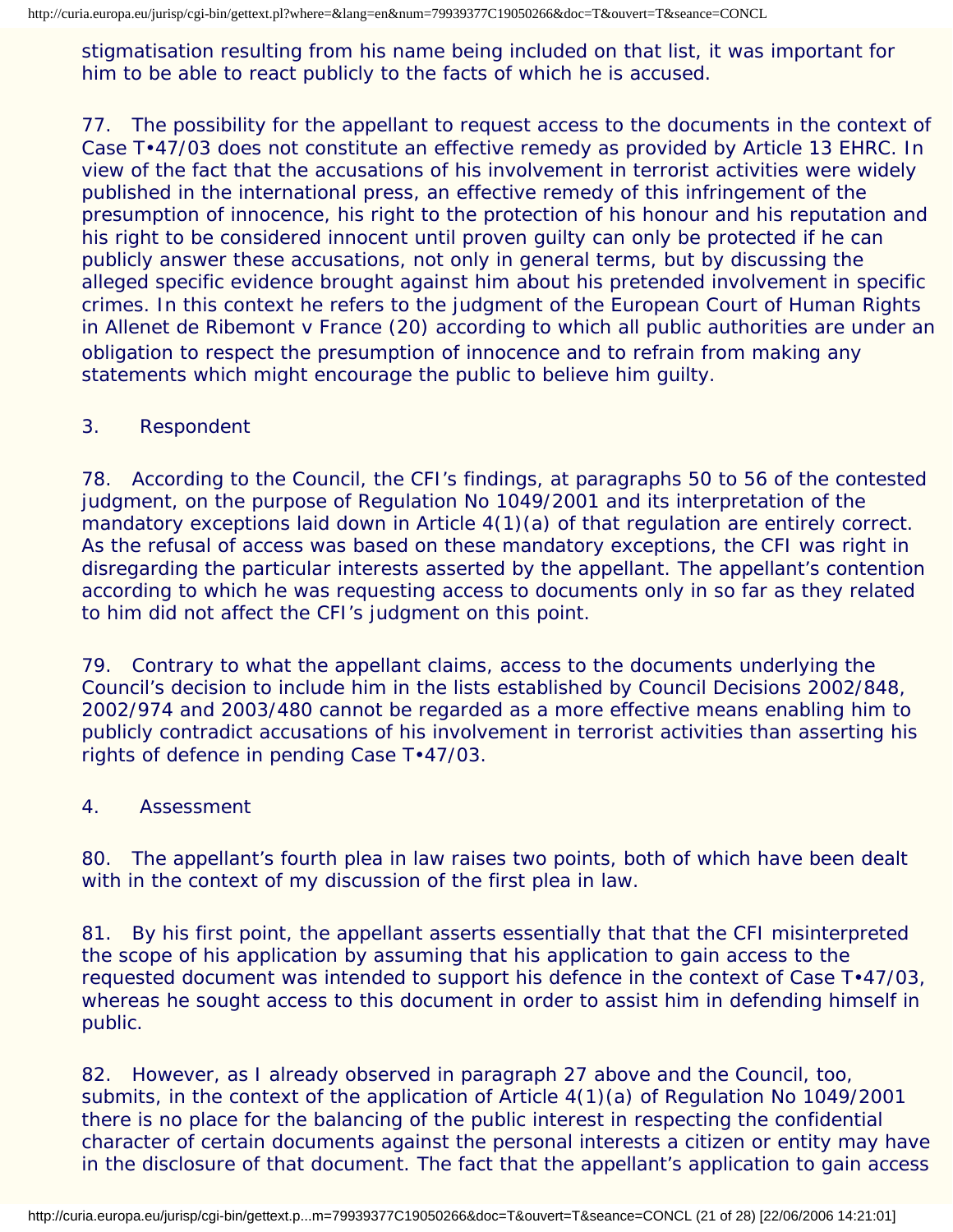stigmatisation resulting from his name being included on that list, it was important for him to be able to react publicly to the facts of which he is accused.

77. The possibility for the appellant to request access to the documents in the context of Case T•47/03 does not constitute an effective remedy as provided by Article 13 EHRC. In view of the fact that the accusations of his involvement in terrorist activities were widely published in the international press, an effective remedy of this infringement of the presumption of innocence, his right to the protection of his honour and his reputation and his right to be considered innocent until proven guilty can only be protected if he can publicly answer these accusations, not only in general terms, but by discussing the alleged specific evidence brought against him about his pretended involvement in specific crimes. In this context he refers to the judgment of the European Court of Human Rights in Allenet de Ribemont v France (20) according to which all public authorities are under an obligation to respect the presumption of innocence and to refrain from making any statements which might encourage the public to believe him guilty.

### 3. Respondent

78. According to the Council, the CFI's findings, at paragraphs 50 to 56 of the contested judgment, on the purpose of Regulation No 1049/2001 and its interpretation of the mandatory exceptions laid down in Article 4(1)(a) of that regulation are entirely correct. As the refusal of access was based on these mandatory exceptions, the CFI was right in disregarding the particular interests asserted by the appellant. The appellant's contention according to which he was requesting access to documents only in so far as they related to him did not affect the CFI's judgment on this point.

79. Contrary to what the appellant claims, access to the documents underlying the Council's decision to include him in the lists established by Council Decisions 2002/848, 2002/974 and 2003/480 cannot be regarded as a more effective means enabling him to publicly contradict accusations of his involvement in terrorist activities than asserting his rights of defence in pending Case T•47/03.

### 4. Assessment

80. The appellant's fourth plea in law raises two points, both of which have been dealt with in the context of my discussion of the first plea in law.

81. By his first point, the appellant asserts essentially that that the CFI misinterpreted the scope of his application by assuming that his application to gain access to the requested document was intended to support his defence in the context of Case T•47/03, whereas he sought access to this document in order to assist him in defending himself in public.

82. However, as I already observed in paragraph 27 above and the Council, too, submits, in the context of the application of Article 4(1)(a) of Regulation No 1049/2001 there is no place for the balancing of the public interest in respecting the confidential character of certain documents against the personal interests a citizen or entity may have in the disclosure of that document. The fact that the appellant's application to gain access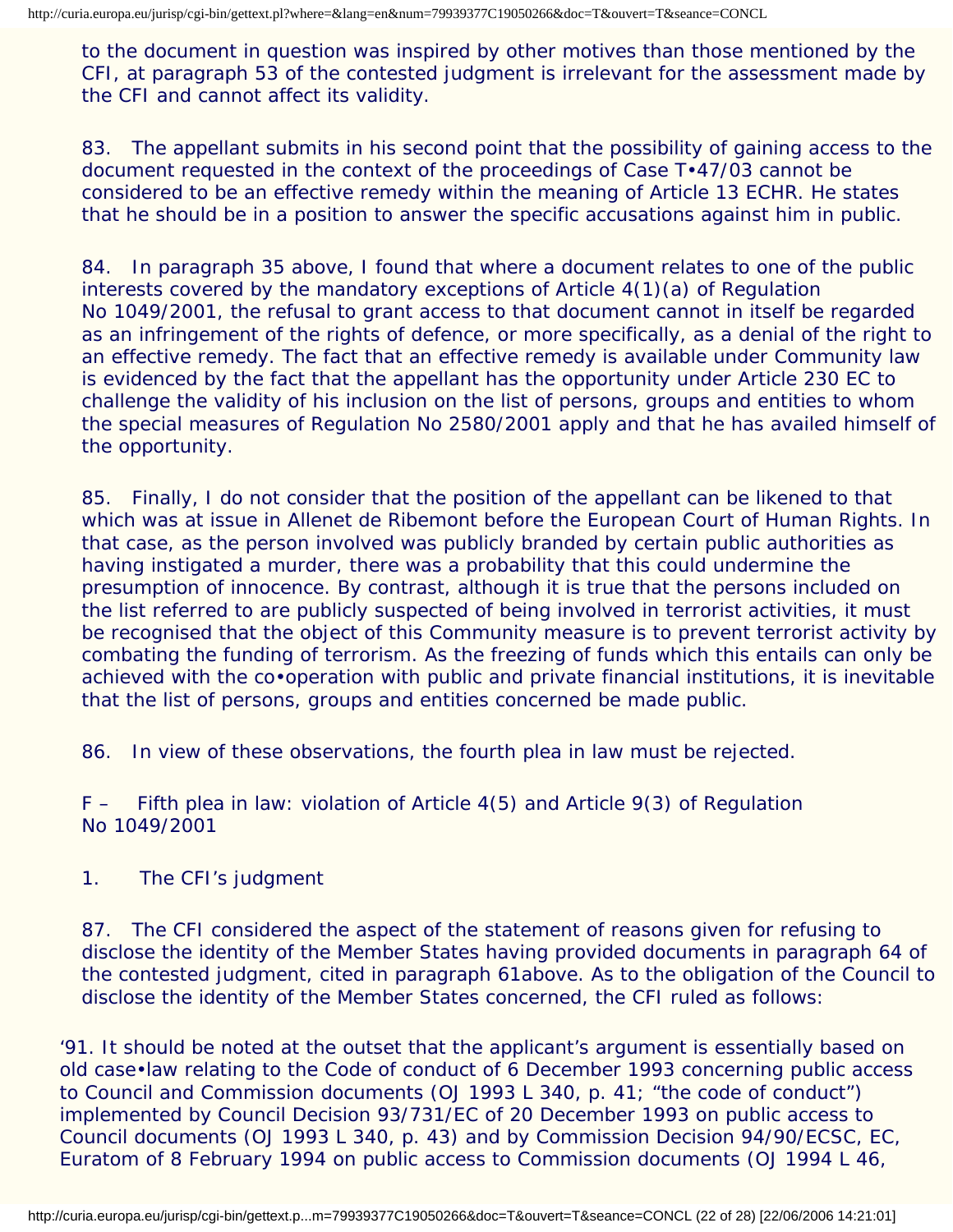to the document in question was inspired by other motives than those mentioned by the CFI, at paragraph 53 of the contested judgment is irrelevant for the assessment made by the CFI and cannot affect its validity.

83. The appellant submits in his second point that the possibility of gaining access to the document requested in the context of the proceedings of Case T•47/03 cannot be considered to be an effective remedy within the meaning of Article 13 ECHR. He states that he should be in a position to answer the specific accusations against him in public.

84. In paragraph 35 above, I found that where a document relates to one of the public interests covered by the mandatory exceptions of Article 4(1)(a) of Regulation No 1049/2001, the refusal to grant access to that document cannot in itself be regarded as an infringement of the rights of defence, or more specifically, as a denial of the right to an effective remedy. The fact that an effective remedy is available under Community law is evidenced by the fact that the appellant has the opportunity under Article 230 EC to challenge the validity of his inclusion on the list of persons, groups and entities to whom the special measures of Regulation No 2580/2001 apply and that he has availed himself of the opportunity.

85. Finally, I do not consider that the position of the appellant can be likened to that which was at issue in Allenet de Ribemont before the European Court of Human Rights. In that case, as the person involved was publicly branded by certain public authorities as having instigated a murder, there was a probability that this could undermine the presumption of innocence. By contrast, although it is true that the persons included on the list referred to are publicly suspected of being involved in terrorist activities, it must be recognised that the object of this Community measure is to prevent terrorist activity by combating the funding of terrorism. As the freezing of funds which this entails can only be achieved with the co•operation with public and private financial institutions, it is inevitable that the list of persons, groups and entities concerned be made public.

86. In view of these observations, the fourth plea in law must be rejected.

## F – Fifth plea in law: violation of Article 4(5) and Article 9(3) of Regulation No 1049/2001

### 1. The CFI's judgment

87. The CFI considered the aspect of the statement of reasons given for refusing to disclose the identity of the Member States having provided documents in paragraph 64 of the contested judgment, cited in paragraph 61above. As to the obligation of the Council to disclose the identity of the Member States concerned, the CFI ruled as follows:

'91. It should be noted at the outset that the applicant's argument is essentially based on old case•law relating to the Code of conduct of 6 December 1993 concerning public access to Council and Commission documents (OJ 1993 L 340, p. 41; "the code of conduct") implemented by Council Decision 93/731/EC of 20 December 1993 on public access to Council documents (OJ 1993 L 340, p. 43) and by Commission Decision 94/90/ECSC, EC, Euratom of 8 February 1994 on public access to Commission documents (OJ 1994 L 46,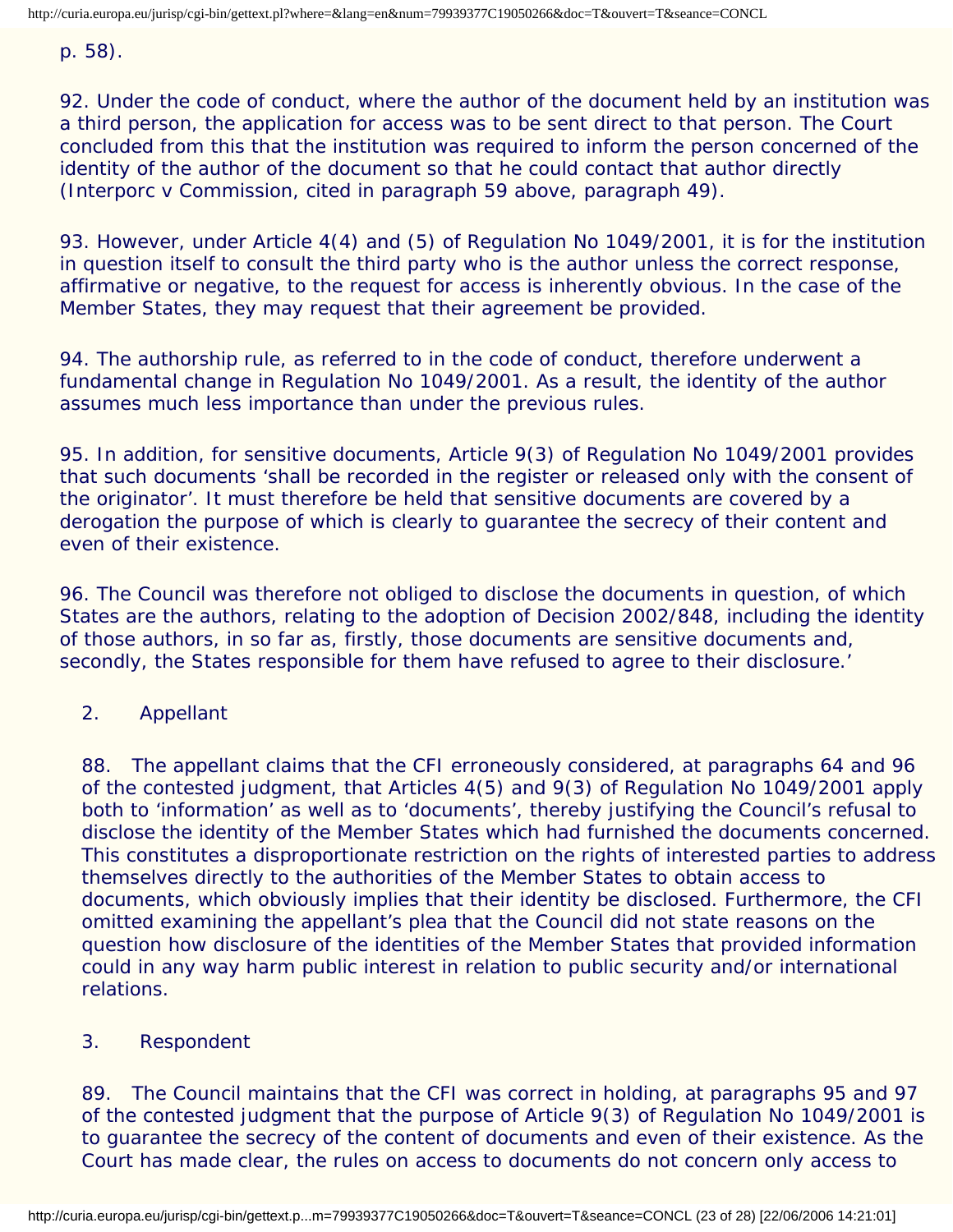p. 58).

92. Under the code of conduct, where the author of the document held by an institution was a third person, the application for access was to be sent direct to that person. The Court concluded from this that the institution was required to inform the person concerned of the identity of the author of the document so that he could contact that author directly (Interporc v Commission, cited in paragraph 59 above, paragraph 49).

93. However, under Article 4(4) and (5) of Regulation No 1049/2001, it is for the institution in question itself to consult the third party who is the author unless the correct response, affirmative or negative, to the request for access is inherently obvious. In the case of the Member States, they may request that their agreement be provided.

94. The authorship rule, as referred to in the code of conduct, therefore underwent a fundamental change in Regulation No 1049/2001. As a result, the identity of the author assumes much less importance than under the previous rules.

95. In addition, for sensitive documents, Article 9(3) of Regulation No 1049/2001 provides that such documents 'shall be recorded in the register or released only with the consent of the originator'. It must therefore be held that sensitive documents are covered by a derogation the purpose of which is clearly to guarantee the secrecy of their content and even of their existence.

96. The Council was therefore not obliged to disclose the documents in question, of which States are the authors, relating to the adoption of Decision 2002/848, including the identity of those authors, in so far as, firstly, those documents are sensitive documents and, secondly, the States responsible for them have refused to agree to their disclosure.'

2. Appellant

88. The appellant claims that the CFI erroneously considered, at paragraphs 64 and 96 of the contested judgment, that Articles 4(5) and 9(3) of Regulation No 1049/2001 apply both to 'information' as well as to 'documents', thereby justifying the Council's refusal to disclose the identity of the Member States which had furnished the documents concerned. This constitutes a disproportionate restriction on the rights of interested parties to address themselves directly to the authorities of the Member States to obtain access to documents, which obviously implies that their identity be disclosed. Furthermore, the CFI omitted examining the appellant's plea that the Council did not state reasons on the question how disclosure of the identities of the Member States that provided information could in any way harm public interest in relation to public security and/or international relations.

3. Respondent

89. The Council maintains that the CFI was correct in holding, at paragraphs 95 and 97 of the contested judgment that the purpose of Article 9(3) of Regulation No 1049/2001 is to guarantee the secrecy of the content of documents and even of their existence. As the Court has made clear, the rules on access to documents do not concern only access to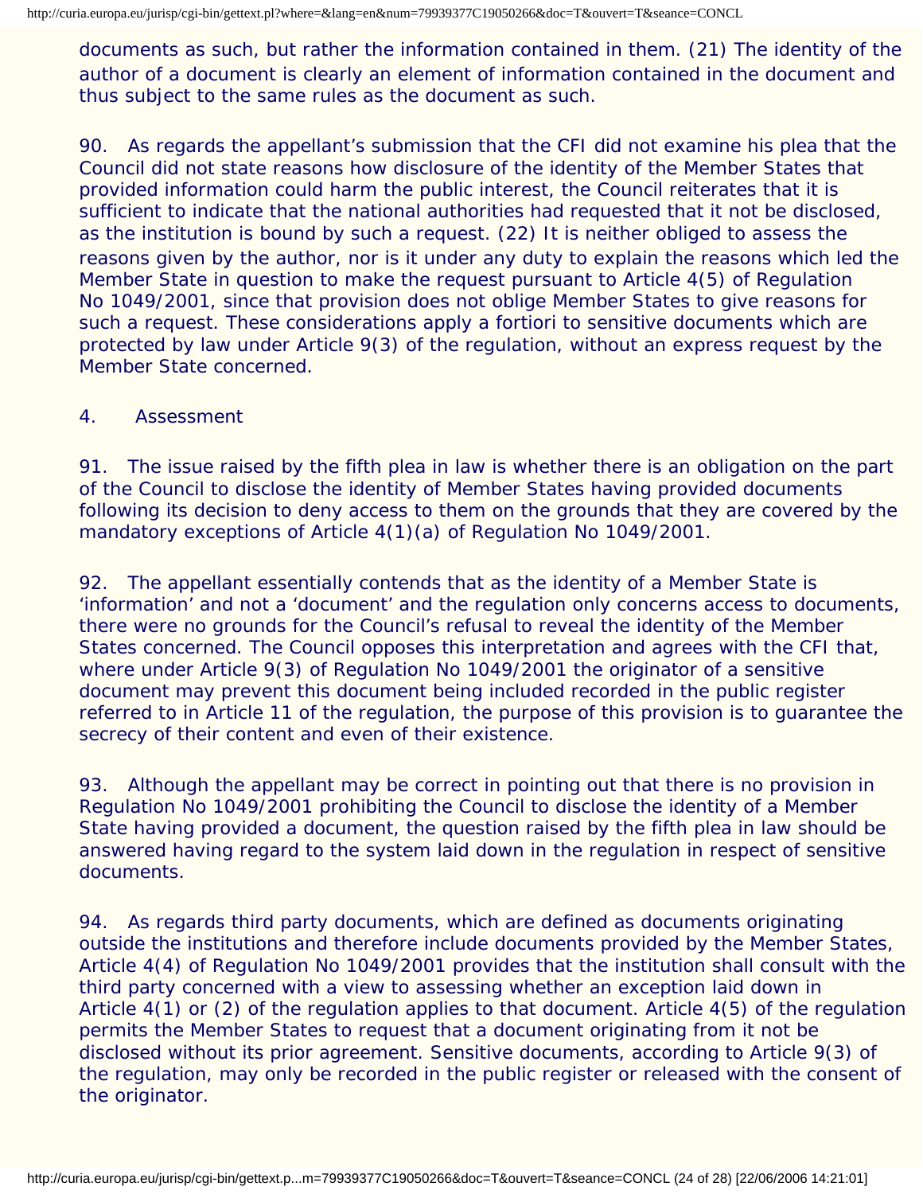documents as such, but rather the information contained in them. (21) The identity of the author of a document is clearly an element of information contained in the document and thus subject to the same rules as the document as such.

90. As regards the appellant's submission that the CFI did not examine his plea that the Council did not state reasons how disclosure of the identity of the Member States that provided information could harm the public interest, the Council reiterates that it is sufficient to indicate that the national authorities had requested that it not be disclosed, as the institution is bound by such a request. (22) It is neither obliged to assess the reasons given by the author, nor is it under any duty to explain the reasons which led the Member State in question to make the request pursuant to Article 4(5) of Regulation No 1049/2001, since that provision does not oblige Member States to give reasons for such a request. These considerations apply a fortiori to sensitive documents which are protected by law under Article 9(3) of the regulation, without an express request by the Member State concerned.

## 4. Assessment

91. The issue raised by the fifth plea in law is whether there is an obligation on the part of the Council to disclose the identity of Member States having provided documents following its decision to deny access to them on the grounds that they are covered by the mandatory exceptions of Article 4(1)(a) of Regulation No 1049/2001.

92. The appellant essentially contends that as the identity of a Member State is 'information' and not a 'document' and the regulation only concerns access to documents, there were no grounds for the Council's refusal to reveal the identity of the Member States concerned. The Council opposes this interpretation and agrees with the CFI that, where under Article 9(3) of Regulation No 1049/2001 the originator of a sensitive document may prevent this document being included recorded in the public register referred to in Article 11 of the regulation, the purpose of this provision is to guarantee the secrecy of their content and even of their existence.

93. Although the appellant may be correct in pointing out that there is no provision in Regulation No 1049/2001 prohibiting the Council to disclose the identity of a Member State having provided a document, the question raised by the fifth plea in law should be answered having regard to the system laid down in the regulation in respect of sensitive documents.

94. As regards third party documents, which are defined as documents originating outside the institutions and therefore include documents provided by the Member States, Article 4(4) of Regulation No 1049/2001 provides that the institution shall consult with the third party concerned with a view to assessing whether an exception laid down in Article 4(1) or (2) of the regulation applies to that document. Article 4(5) of the regulation permits the Member States to request that a document originating from it not be disclosed without its prior agreement. Sensitive documents, according to Article 9(3) of the regulation, may only be recorded in the public register or released with the consent of the originator.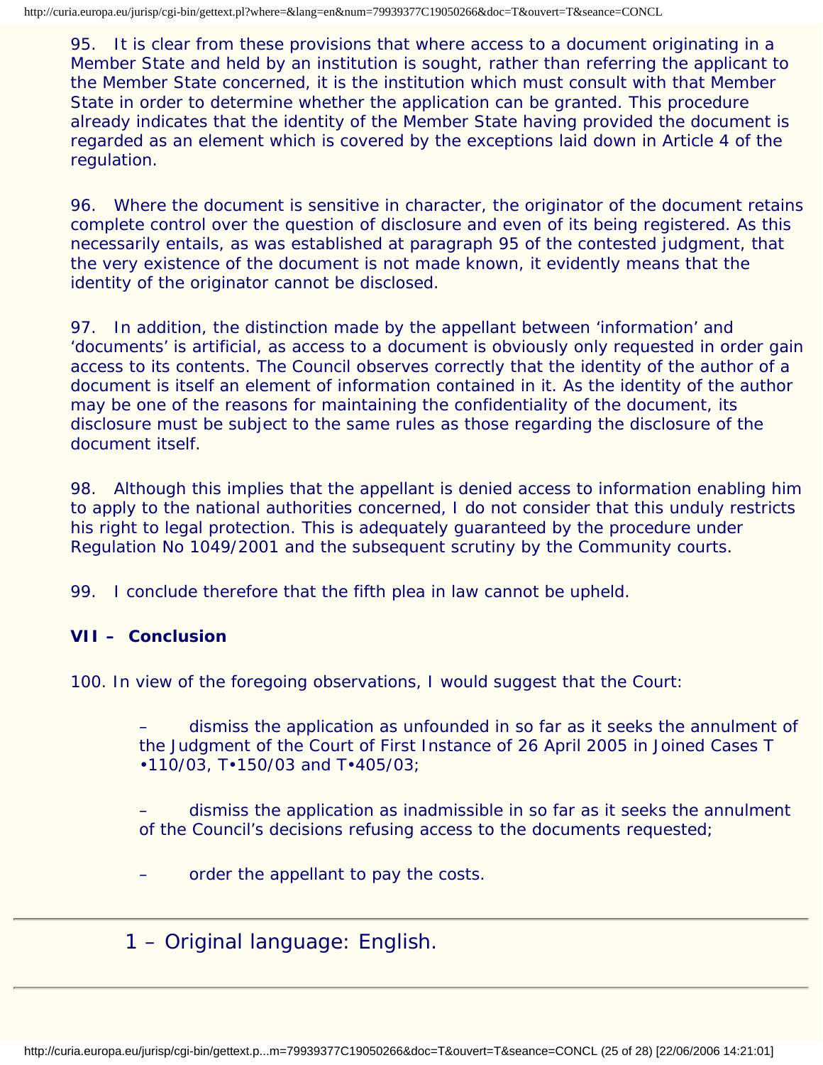95. It is clear from these provisions that where access to a document originating in a Member State and held by an institution is sought, rather than referring the applicant to the Member State concerned, it is the institution which must consult with that Member State in order to determine whether the application can be granted. This procedure already indicates that the identity of the Member State having provided the document is regarded as an element which is covered by the exceptions laid down in Article 4 of the regulation.

96. Where the document is sensitive in character, the originator of the document retains complete control over the question of disclosure and even of its being registered. As this necessarily entails, as was established at paragraph 95 of the contested judgment, that the very existence of the document is not made known, it evidently means that the identity of the originator cannot be disclosed.

97. In addition, the distinction made by the appellant between 'information' and 'documents' is artificial, as access to a document is obviously only requested in order gain access to its contents. The Council observes correctly that the identity of the author of a document is itself an element of information contained in it. As the identity of the author may be one of the reasons for maintaining the confidentiality of the document, its disclosure must be subject to the same rules as those regarding the disclosure of the document itself.

98. Although this implies that the appellant is denied access to information enabling him to apply to the national authorities concerned, I do not consider that this unduly restricts his right to legal protection. This is adequately guaranteed by the procedure under Regulation No 1049/2001 and the subsequent scrutiny by the Community courts.

99. I conclude therefore that the fifth plea in law cannot be upheld.

## VII – Conclusion

100. In view of the foregoing observations, I would suggest that the Court:

– dismiss the application as unfounded in so far as it seeks the annulment of the Judgment of the Court of First Instance of 26 April 2005 in Joined Cases T•110/03, T•150/03 and T•405/03;

– dismiss the application as inadmissible in so far as it seeks the annulment of the Council's decisions refusing access to the documents requested;

– order the appellant to pay the costs.

---

1 – Original language: English.

---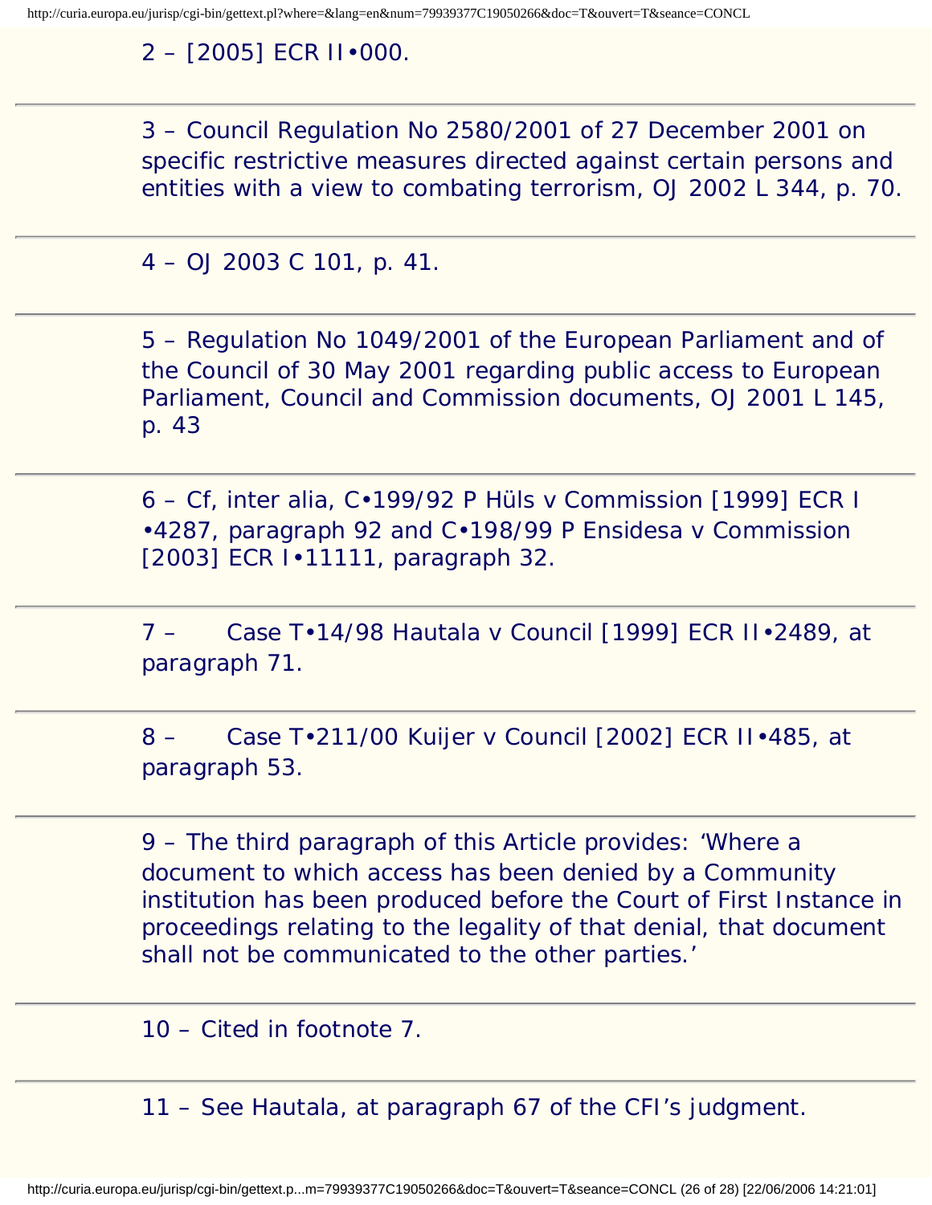2 – [2005] ECR II•000.

---

3 – Council Regulation No 2580/2001 of 27 December 2001 on specific restrictive measures directed against certain persons and entities with a view to combating terrorism, OJ 2002 L 344, p. 70.

---

4 – OJ 2003 C 101, p. 41.

---

5 – Regulation No 1049/2001 of the European Parliament and of the Council of 30 May 2001 regarding public access to European Parliament, Council and Commission documents, OJ 2001 L 145, p. 43

---

6 – Cf, inter alia, C•199/92 P Hüls v Commission [1999] ECR I •4287, paragraph 92 and C•198/99 P Ensidesa v Commission [2003] ECR I•11111, paragraph 32.

---

7 – Case T•14/98 Hautala v Council [1999] ECR II•2489, at paragraph 71.

---

8 – Case T•211/00 Kuijer v Council [2002] ECR II•485, at paragraph 53.

---

9 – The third paragraph of this Article provides: ‘Where a document to which access has been denied by a Community institution has been produced before the Court of First Instance in proceedings relating to the legality of that denial, that document shall not be communicated to the other parties.’

---

10 – Cited in footnote 7.

---

11 – See Hautala, at paragraph 67 of the CFI’s judgment.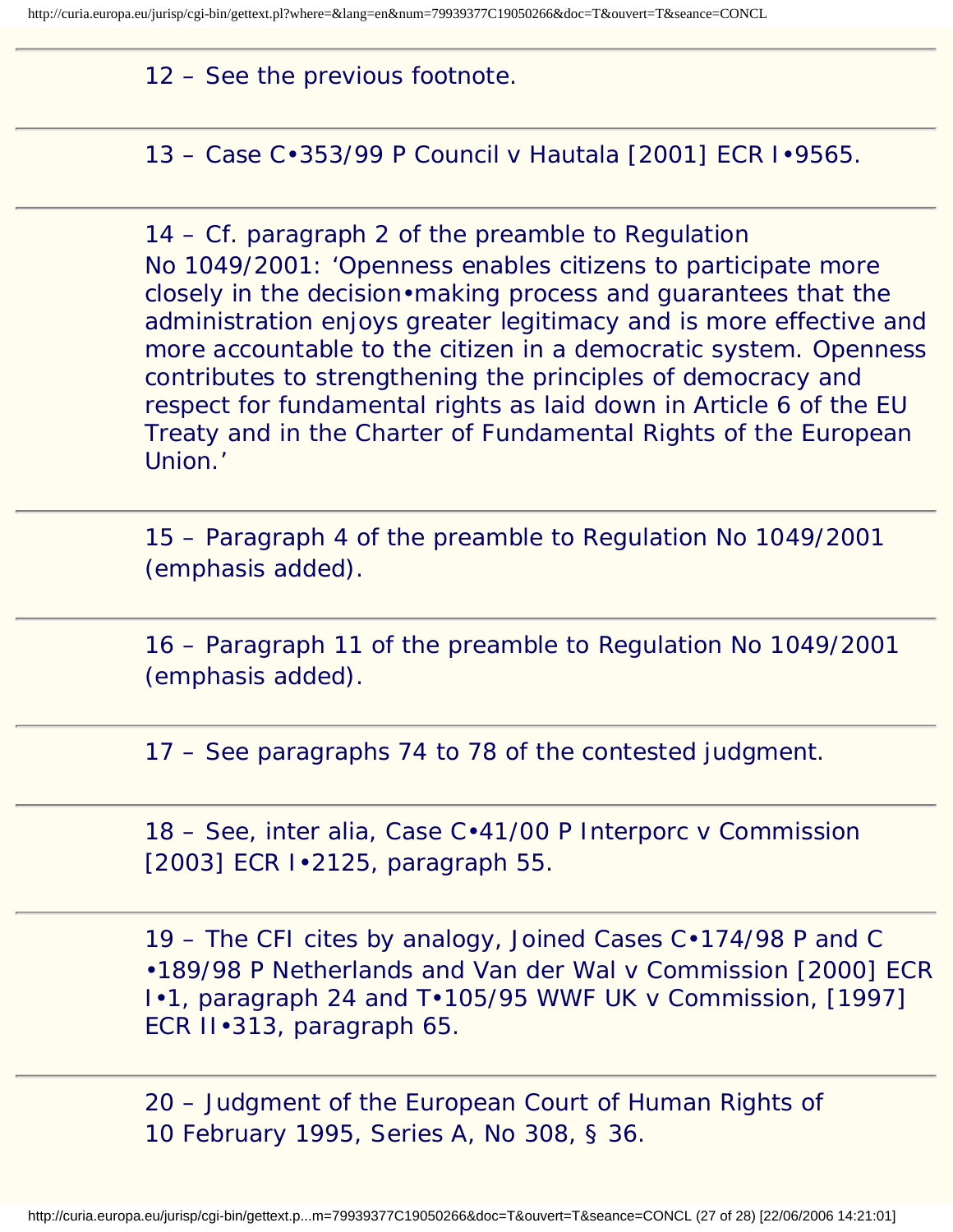12 – See the previous footnote.

---

13 – Case C•353/99 P Council v Hautala [2001] ECR I•9565.

---

14 – Cf. paragraph 2 of the preamble to Regulation No 1049/2001: 'Openness enables citizens to participate more closely in the decision•making process and guarantees that the administration enjoys greater legitimacy and is more effective and more accountable to the citizen in a democratic system. Openness contributes to strengthening the principles of democracy and respect for fundamental rights as laid down in Article 6 of the EU Treaty and in the Charter of Fundamental Rights of the European Union.'

---

15 – Paragraph 4 of the preamble to Regulation No 1049/2001 (emphasis added).

---

16 – Paragraph 11 of the preamble to Regulation No 1049/2001 (emphasis added).

---

17 – See paragraphs 74 to 78 of the contested judgment.

---

18 – See, inter alia, Case C•41/00 P Interporc v Commission [2003] ECR I•2125, paragraph 55.

---

19 – The CFI cites by analogy, Joined Cases C•174/98 P and C •189/98 P Netherlands and Van der Wal v Commission [2000] ECR I•1, paragraph 24 and T•105/95 WWF UK v Commission, [1997] ECR II•313, paragraph 65.

---

20 – Judgment of the European Court of Human Rights of 10 February 1995, Series A, No 308, § 36.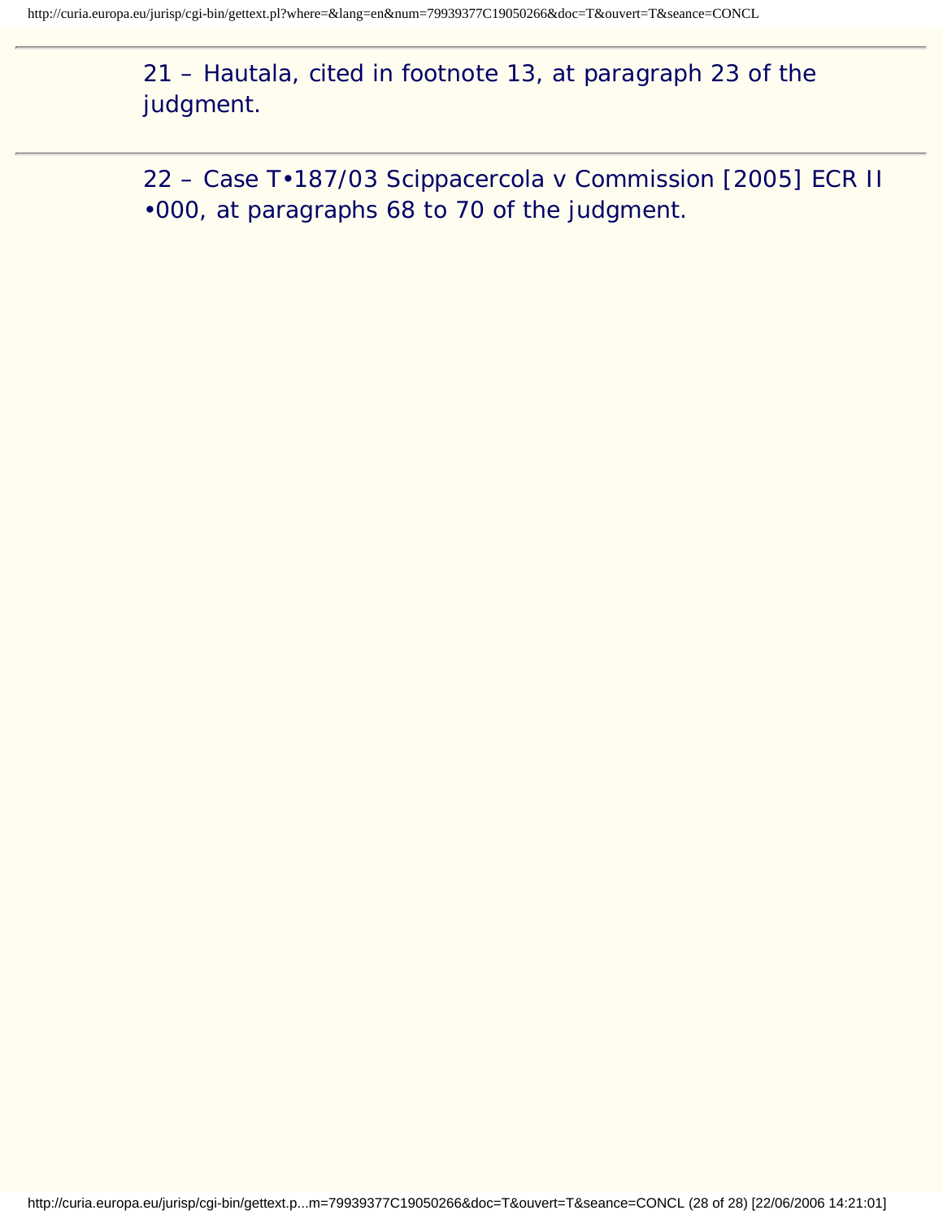---

21 – Hautala, cited in footnote 13, at paragraph 23 of the judgment.

---

22 – Case T•187/03 Scippacercola v Commission [2005] ECR II •000, at paragraphs 68 to 70 of the judgment.